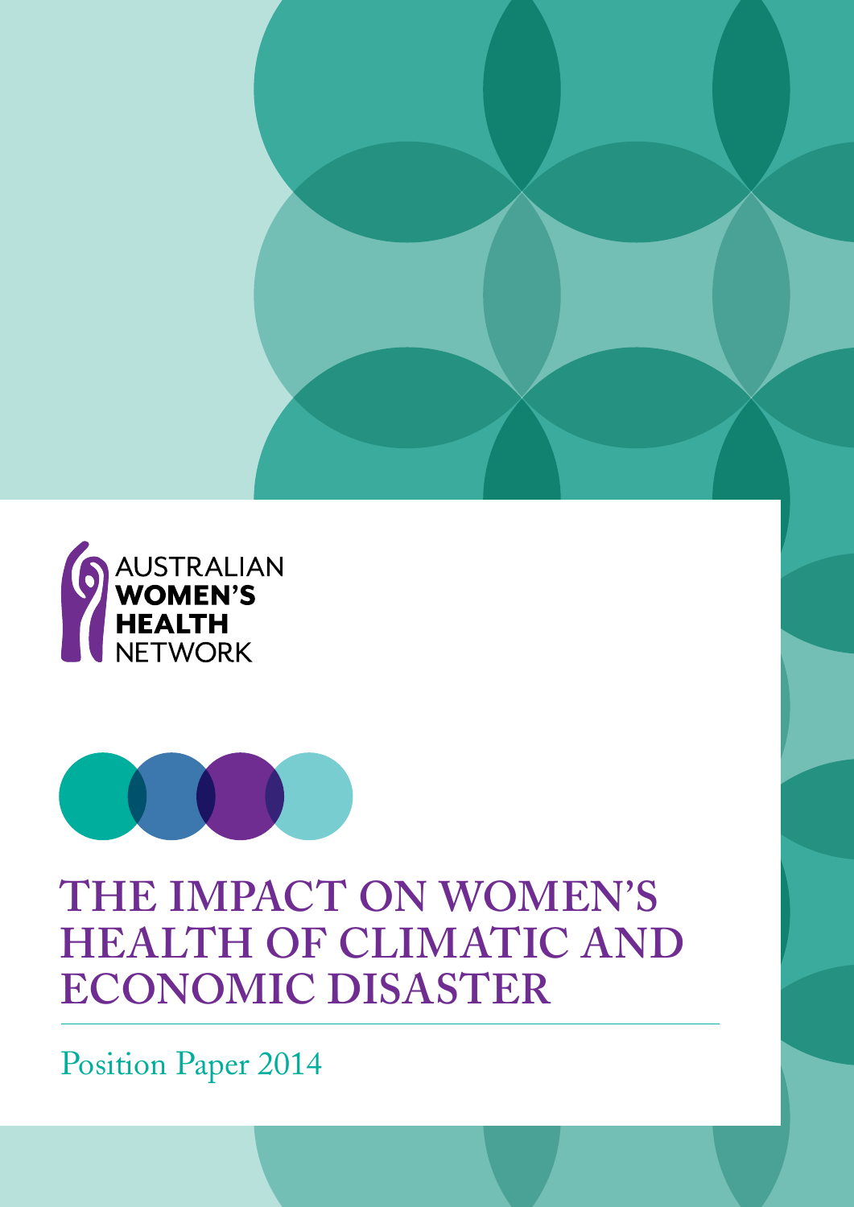AUSTRALIAN
**WOMEN'S**
**HEALTH**
NETWORK

# THE IMPACT ON WOMEN'S HEALTH OF CLIMATIC AND ECONOMIC DISASTER

Position Paper 2014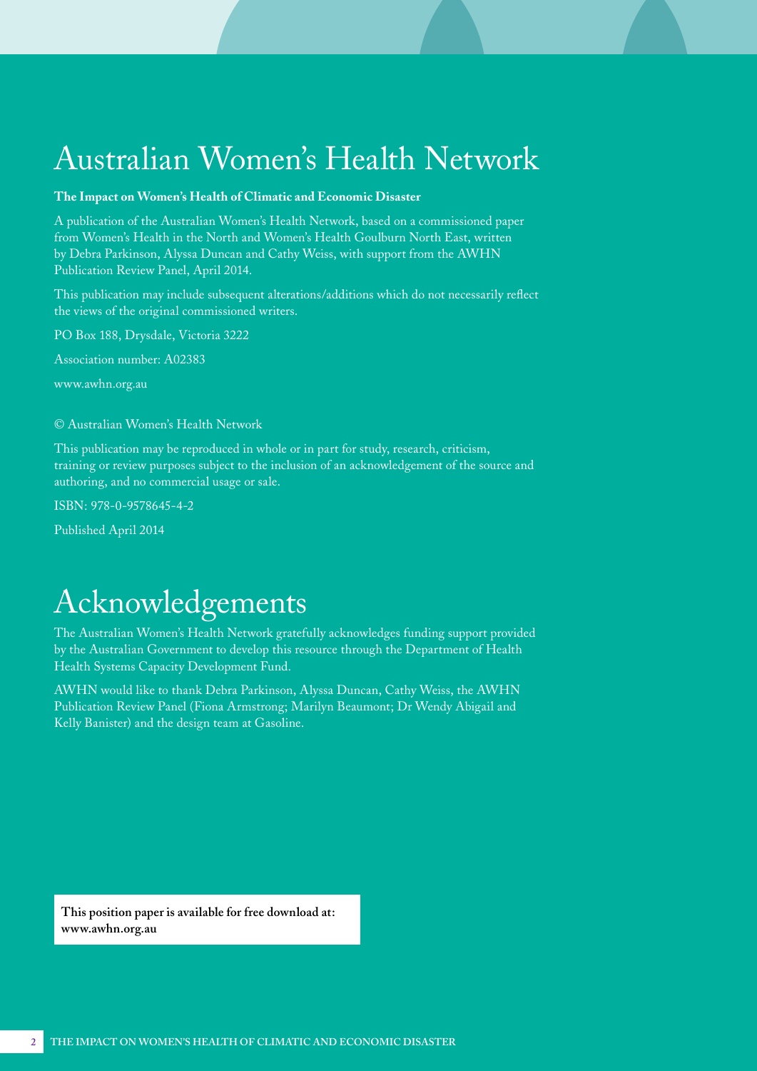# Australian Women's Health Network

**The Impact on Women's Health of Climatic and Economic Disaster**

A publication of the Australian Women's Health Network, based on a commissioned paper from Women's Health in the North and Women's Health Goulburn North East, written by Debra Parkinson, Alyssa Duncan and Cathy Weiss, with support from the AWHN Publication Review Panel, April 2014.

This publication may include subsequent alterations/additions which do not necessarily reflect the views of the original commissioned writers.

PO Box 188, Drysdale, Victoria 3222

Association number: A02383

www.awhn.org.au

© Australian Women's Health Network

This publication may be reproduced in whole or in part for study, research, criticism, training or review purposes subject to the inclusion of an acknowledgement of the source and authoring, and no commercial usage or sale.

ISBN: 978-0-9578645-4-2

Published April 2014

# Acknowledgements

The Australian Women's Health Network gratefully acknowledges funding support provided by the Australian Government to develop this resource through the Department of Health Health Systems Capacity Development Fund.

AWHN would like to thank Debra Parkinson, Alyssa Duncan, Cathy Weiss, the AWHN Publication Review Panel (Fiona Armstrong; Marilyn Beaumont; Dr Wendy Abigail and Kelly Banister) and the design team at Gasoline.

**This position paper is available for free download at: www.awhn.org.au**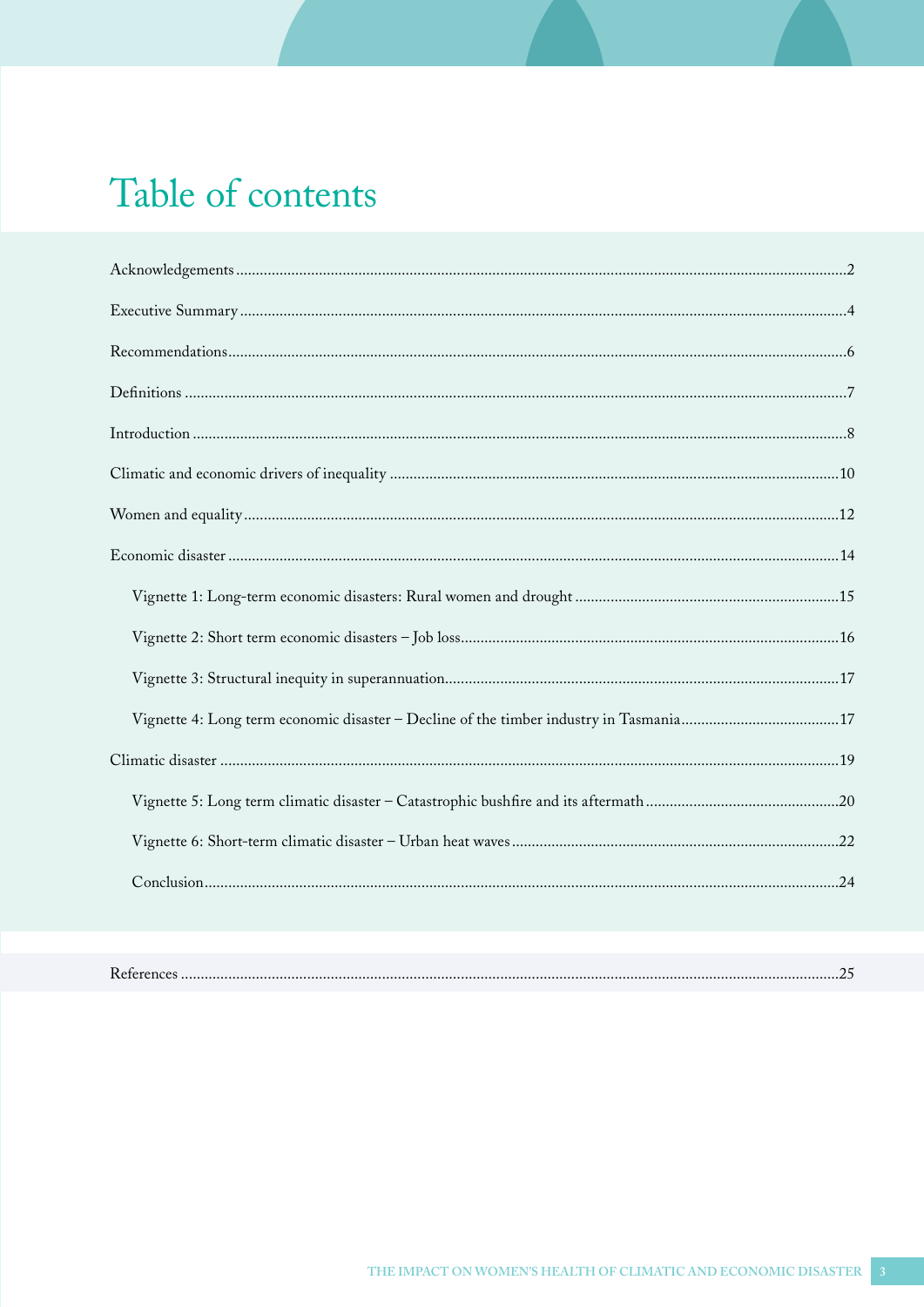# Table of contents

Acknowledgements ........................................................ 2

Executive Summary ........................................................ 4

Recommendations ........................................................ 6

Definitions ........................................................ 7

Introduction ........................................................ 8

Climatic and economic drivers of inequality ........................................................ 10

Women and equality ........................................................ 12

Economic disaster ........................................................ 14

- Vignette 1: Long-term economic disasters: Rural women and drought ........................................................ 15
- Vignette 2: Short term economic disasters – Job loss ........................................................ 16
- Vignette 3: Structural inequity in superannuation ........................................................ 17
- Vignette 4: Long term economic disaster – Decline of the timber industry in Tasmania ........................................................ 17

Climatic disaster ........................................................ 19

- Vignette 5: Long term climatic disaster – Catastrophic bushfire and its aftermath ........................................................ 20
- Vignette 6: Short-term climatic disaster – Urban heat waves ........................................................ 22
- Conclusion ........................................................ 24

References ........................................................ 25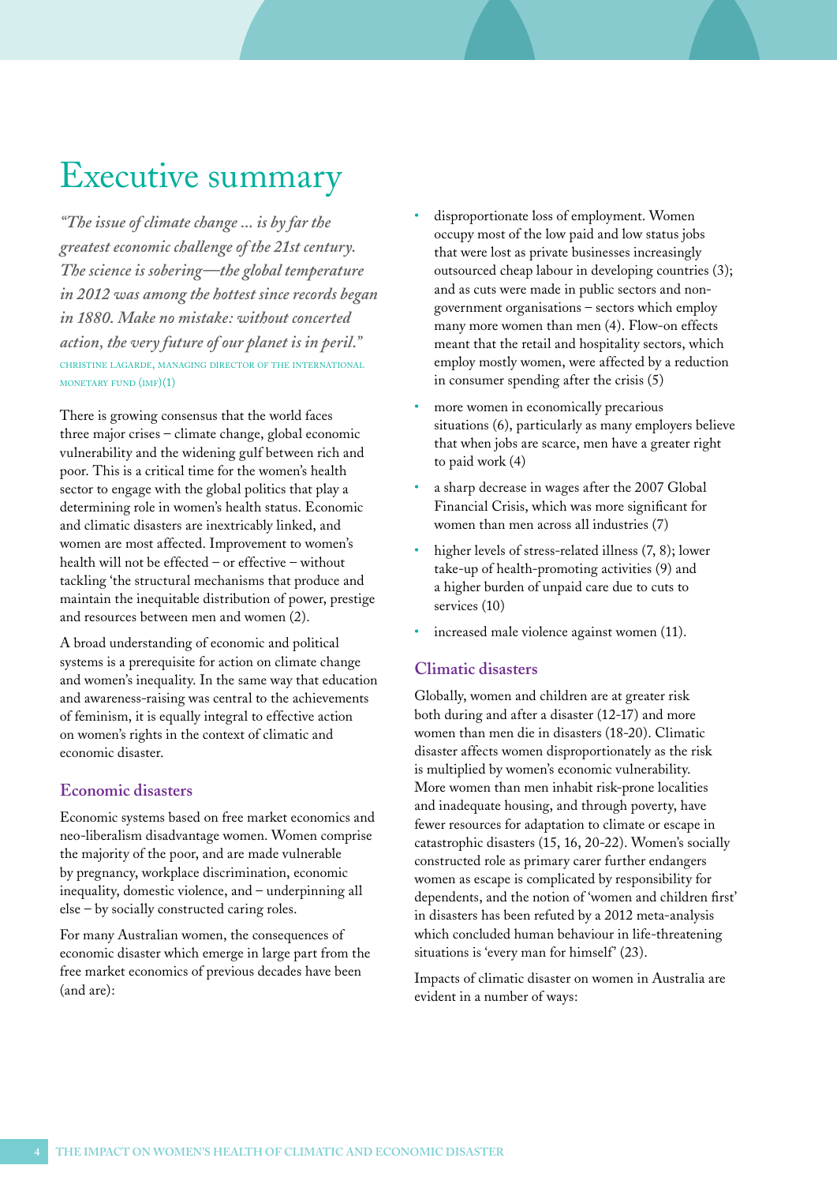# Executive summary

*"The issue of climate change ... is by far the greatest economic challenge of the 21st century. The science is sobering—the global temperature in 2012 was among the hottest since records began in 1880. Make no mistake: without concerted action, the very future of our planet is in peril."*
CHRISTINE LAGARDE, MANAGING DIRECTOR OF THE INTERNATIONAL MONETARY FUND (IMF)(1)

There is growing consensus that the world faces three major crises – climate change, global economic vulnerability and the widening gulf between rich and poor. This is a critical time for the women's health sector to engage with the global politics that play a determining role in women's health status. Economic and climatic disasters are inextricably linked, and women are most affected. Improvement to women's health will not be effected – or effective – without tackling 'the structural mechanisms that produce and maintain the inequitable distribution of power, prestige and resources between men and women (2).

A broad understanding of economic and political systems is a prerequisite for action on climate change and women's inequality. In the same way that education and awareness-raising was central to the achievements of feminism, it is equally integral to effective action on women's rights in the context of climatic and economic disaster.

### Economic disasters

Economic systems based on free market economics and neo-liberalism disadvantage women. Women comprise the majority of the poor, and are made vulnerable by pregnancy, workplace discrimination, economic inequality, domestic violence, and – underpinning all else – by socially constructed caring roles.

For many Australian women, the consequences of economic disaster which emerge in large part from the free market economics of previous decades have been (and are):

- disproportionate loss of employment. Women occupy most of the low paid and low status jobs that were lost as private businesses increasingly outsourced cheap labour in developing countries (3); and as cuts were made in public sectors and non-government organisations – sectors which employ many more women than men (4). Flow-on effects meant that the retail and hospitality sectors, which employ mostly women, were affected by a reduction in consumer spending after the crisis (5)
- more women in economically precarious situations (6), particularly as many employers believe that when jobs are scarce, men have a greater right to paid work (4)
- a sharp decrease in wages after the 2007 Global Financial Crisis, which was more significant for women than men across all industries (7)
- higher levels of stress-related illness (7, 8); lower take-up of health-promoting activities (9) and a higher burden of unpaid care due to cuts to services (10)
- increased male violence against women (11).

### Climatic disasters

Globally, women and children are at greater risk both during and after a disaster (12-17) and more women than men die in disasters (18-20). Climatic disaster affects women disproportionately as the risk is multiplied by women's economic vulnerability. More women than men inhabit risk-prone localities and inadequate housing, and through poverty, have fewer resources for adaptation to climate or escape in catastrophic disasters (15, 16, 20-22). Women's socially constructed role as primary carer further endangers women as escape is complicated by responsibility for dependents, and the notion of 'women and children first' in disasters has been refuted by a 2012 meta-analysis which concluded human behaviour in life-threatening situations is 'every man for himself' (23).

Impacts of climatic disaster on women in Australia are evident in a number of ways: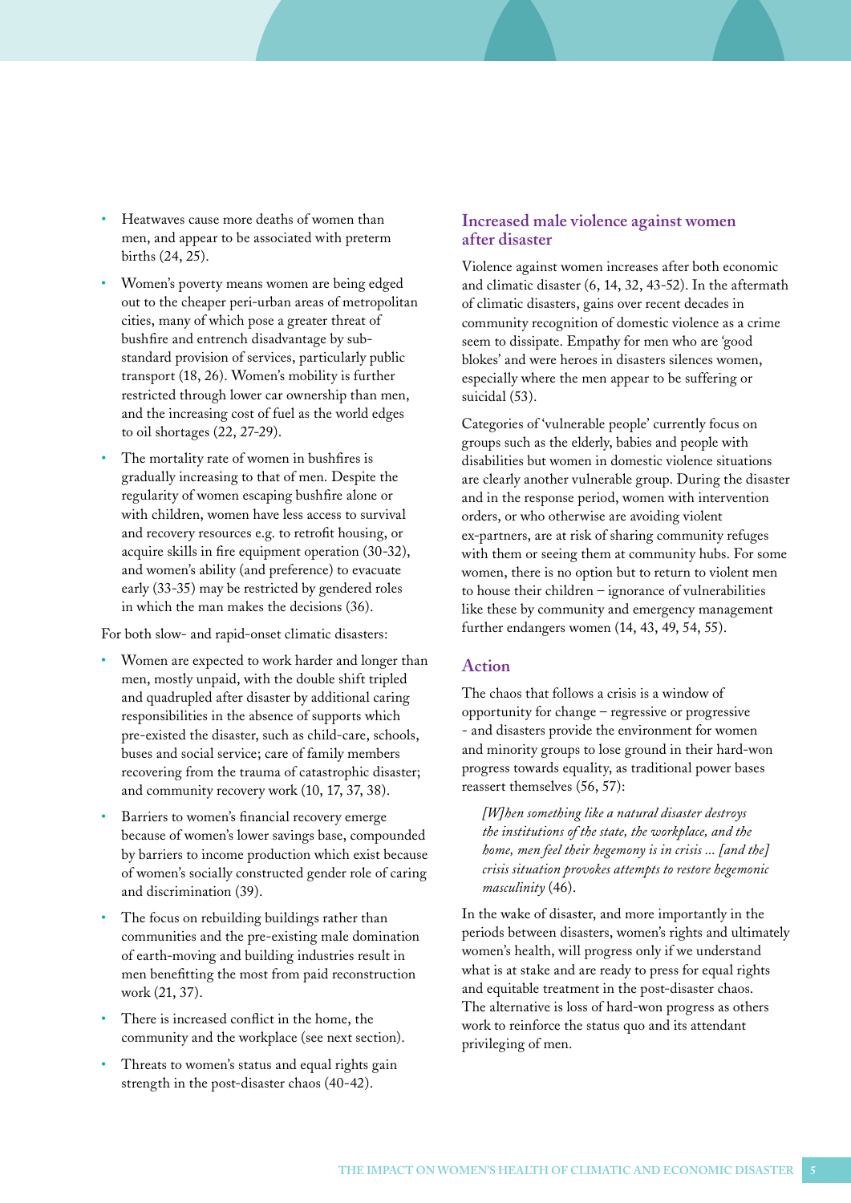- Heatwaves cause more deaths of women than men, and appear to be associated with preterm births (24, 25).
- Women's poverty means women are being edged out to the cheaper peri-urban areas of metropolitan cities, many of which pose a greater threat of bushfire and entrench disadvantage by sub-standard provision of services, particularly public transport (18, 26). Women's mobility is further restricted through lower car ownership than men, and the increasing cost of fuel as the world edges to oil shortages (22, 27-29).
- The mortality rate of women in bushfires is gradually increasing to that of men. Despite the regularity of women escaping bushfire alone or with children, women have less access to survival and recovery resources e.g. to retrofit housing, or acquire skills in fire equipment operation (30-32), and women's ability (and preference) to evacuate early (33-35) may be restricted by gendered roles in which the man makes the decisions (36).

For both slow- and rapid-onset climatic disasters:

- Women are expected to work harder and longer than men, mostly unpaid, with the double shift tripled and quadrupled after disaster by additional caring responsibilities in the absence of supports which pre-existed the disaster, such as child-care, schools, buses and social service; care of family members recovering from the trauma of catastrophic disaster; and community recovery work (10, 17, 37, 38).
- Barriers to women's financial recovery emerge because of women's lower savings base, compounded by barriers to income production which exist because of women's socially constructed gender role of caring and discrimination (39).
- The focus on rebuilding buildings rather than communities and the pre-existing male domination of earth-moving and building industries result in men benefitting the most from paid reconstruction work (21, 37).
- There is increased conflict in the home, the community and the workplace (see next section).
- Threats to women's status and equal rights gain strength in the post-disaster chaos (40-42).

## Increased male violence against women after disaster

Violence against women increases after both economic and climatic disaster (6, 14, 32, 43-52). In the aftermath of climatic disasters, gains over recent decades in community recognition of domestic violence as a crime seem to dissipate. Empathy for men who are 'good blokes' and were heroes in disasters silences women, especially where the men appear to be suffering or suicidal (53).

Categories of 'vulnerable people' currently focus on groups such as the elderly, babies and people with disabilities but women in domestic violence situations are clearly another vulnerable group. During the disaster and in the response period, women with intervention orders, or who otherwise are avoiding violent ex-partners, are at risk of sharing community refuges with them or seeing them at community hubs. For some women, there is no option but to return to violent men to house their children – ignorance of vulnerabilities like these by community and emergency management further endangers women (14, 43, 49, 54, 55).

## Action

The chaos that follows a crisis is a window of opportunity for change – regressive or progressive - and disasters provide the environment for women and minority groups to lose ground in their hard-won progress towards equality, as traditional power bases reassert themselves (56, 57):

> *[W]hen something like a natural disaster destroys the institutions of the state, the workplace, and the home, men feel their hegemony is in crisis ... [and the] crisis situation provokes attempts to restore hegemonic masculinity* (46).

In the wake of disaster, and more importantly in the periods between disasters, women's rights and ultimately women's health, will progress only if we understand what is at stake and are ready to press for equal rights and equitable treatment in the post-disaster chaos. The alternative is loss of hard-won progress as others work to reinforce the status quo and its attendant privileging of men.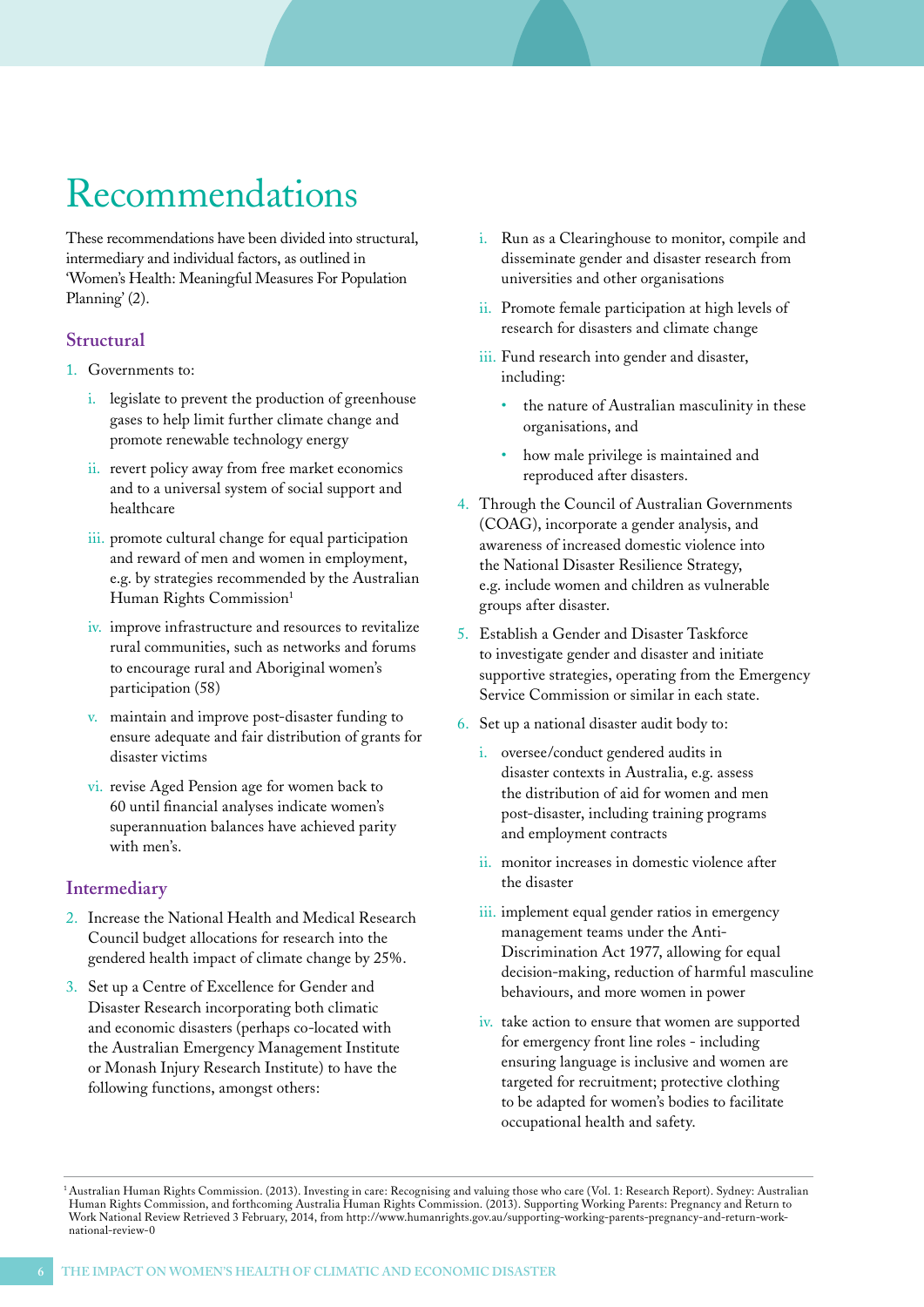# Recommendations

These recommendations have been divided into structural, intermediary and individual factors, as outlined in 'Women's Health: Meaningful Measures For Population Planning' (2).

## Structural

1. Governments to:
   i. legislate to prevent the production of greenhouse gases to help limit further climate change and promote renewable technology energy
   ii. revert policy away from free market economics and to a universal system of social support and healthcare
   iii. promote cultural change for equal participation and reward of men and women in employment, e.g. by strategies recommended by the Australian Human Rights Commission[1]
   iv. improve infrastructure and resources to revitalize rural communities, such as networks and forums to encourage rural and Aboriginal women's participation (58)
   v. maintain and improve post-disaster funding to ensure adequate and fair distribution of grants for disaster victims
   vi. revise Aged Pension age for women back to 60 until financial analyses indicate women's superannuation balances have achieved parity with men's.

## Intermediary

2. Increase the National Health and Medical Research Council budget allocations for research into the gendered health impact of climate change by 25%.
3. Set up a Centre of Excellence for Gender and Disaster Research incorporating both climatic and economic disasters (perhaps co-located with the Australian Emergency Management Institute or Monash Injury Research Institute) to have the following functions, amongst others:
   i. Run as a Clearinghouse to monitor, compile and disseminate gender and disaster research from universities and other organisations
   ii. Promote female participation at high levels of research for disasters and climate change
   iii. Fund research into gender and disaster, including:
      - the nature of Australian masculinity in these organisations, and
      - how male privilege is maintained and reproduced after disasters.
4. Through the Council of Australian Governments (COAG), incorporate a gender analysis, and awareness of increased domestic violence into the National Disaster Resilience Strategy, e.g. include women and children as vulnerable groups after disaster.
5. Establish a Gender and Disaster Taskforce to investigate gender and disaster and initiate supportive strategies, operating from the Emergency Service Commission or similar in each state.
6. Set up a national disaster audit body to:
   i. oversee/conduct gendered audits in disaster contexts in Australia, e.g. assess the distribution of aid for women and men post-disaster, including training programs and employment contracts
   ii. monitor increases in domestic violence after the disaster
   iii. implement equal gender ratios in emergency management teams under the Anti-Discrimination Act 1977, allowing for equal decision-making, reduction of harmful masculine behaviours, and more women in power
   iv. take action to ensure that women are supported for emergency front line roles - including ensuring language is inclusive and women are targeted for recruitment; protective clothing to be adapted for women's bodies to facilitate occupational health and safety.

[1] Australian Human Rights Commission. (2013). Investing in care: Recognising and valuing those who care (Vol. 1: Research Report). Sydney: Australian Human Rights Commission, and forthcoming Australia Human Rights Commission. (2013). Supporting Working Parents: Pregnancy and Return to Work National Review Retrieved 3 February, 2014, from http://www.humanrights.gov.au/supporting-working-parents-pregnancy-and-return-work-national-review-0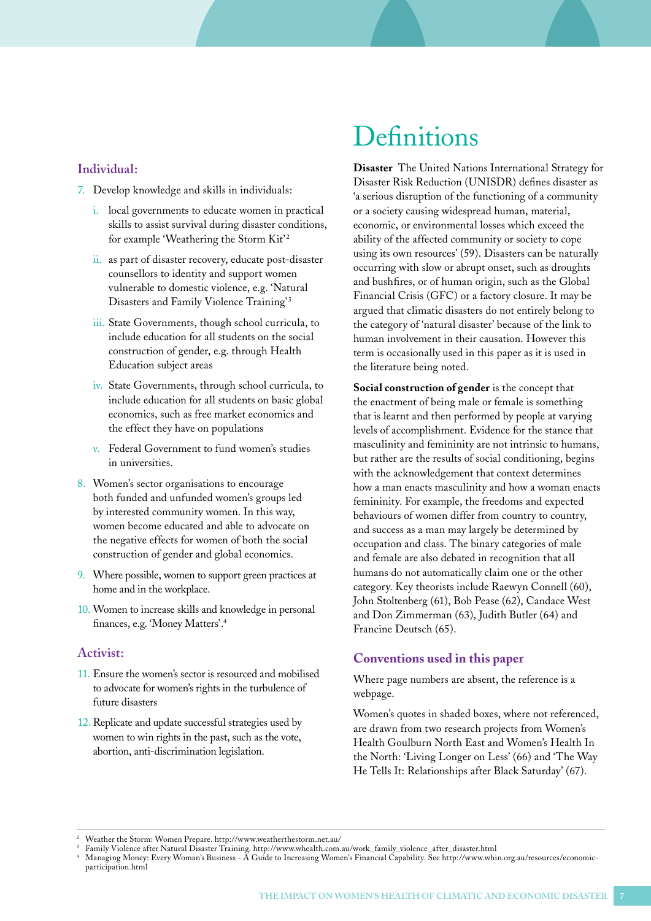### Individual:

7. Develop knowledge and skills in individuals:
   i. local governments to educate women in practical skills to assist survival during disaster conditions, for example 'Weathering the Storm Kit'[2]
   ii. as part of disaster recovery, educate post-disaster counsellors to identity and support women vulnerable to domestic violence, e.g. 'Natural Disasters and Family Violence Training'[3]
   iii. State Governments, though school curricula, to include education for all students on the social construction of gender, e.g. through Health Education subject areas
   iv. State Governments, through school curricula, to include education for all students on basic global economics, such as free market economics and the effect they have on populations
   v. Federal Government to fund women's studies in universities.
8. Women's sector organisations to encourage both funded and unfunded women's groups led by interested community women. In this way, women become educated and able to advocate on the negative effects for women of both the social construction of gender and global economics.
9. Where possible, women to support green practices at home and in the workplace.
10. Women to increase skills and knowledge in personal finances, e.g. 'Money Matters'.[4]

### Activist:

11. Ensure the women's sector is resourced and mobilised to advocate for women's rights in the turbulence of future disasters
12. Replicate and update successful strategies used by women to win rights in the past, such as the vote, abortion, anti-discrimination legislation.

# Definitions

**Disaster** The United Nations International Strategy for Disaster Risk Reduction (UNISDR) defines disaster as 'a serious disruption of the functioning of a community or a society causing widespread human, material, economic, or environmental losses which exceed the ability of the affected community or society to cope using its own resources' (59). Disasters can be naturally occurring with slow or abrupt onset, such as droughts and bushfires, or of human origin, such as the Global Financial Crisis (GFC) or a factory closure. It may be argued that climatic disasters do not entirely belong to the category of 'natural disaster' because of the link to human involvement in their causation. However this term is occasionally used in this paper as it is used in the literature being noted.

**Social construction of gender** is the concept that the enactment of being male or female is something that is learnt and then performed by people at varying levels of accomplishment. Evidence for the stance that masculinity and femininity are not intrinsic to humans, but rather are the results of social conditioning, begins with the acknowledgement that context determines how a man enacts masculinity and how a woman enacts femininity. For example, the freedoms and expected behaviours of women differ from country to country, and success as a man may largely be determined by occupation and class. The binary categories of male and female are also debated in recognition that all humans do not automatically claim one or the other category. Key theorists include Raewyn Connell (60), John Stoltenberg (61), Bob Pease (62), Candace West and Don Zimmerman (63), Judith Butler (64) and Francine Deutsch (65).

### Conventions used in this paper

Where page numbers are absent, the reference is a webpage.

Women's quotes in shaded boxes, where not referenced, are drawn from two research projects from Women's Health Goulburn North East and Women's Health In the North: 'Living Longer on Less' (66) and 'The Way He Tells It: Relationships after Black Saturday' (67).

---

[2] Weather the Storm: Women Prepare. http://www.weatherthestorm.net.au/

[3] Family Violence after Natural Disaster Training. http://www.whealth.com.au/work_family_violence_after_disaster.html

[4] Managing Money: Every Woman's Business - A Guide to Increasing Women's Financial Capability. See http://www.whin.org.au/resources/economic-participation.html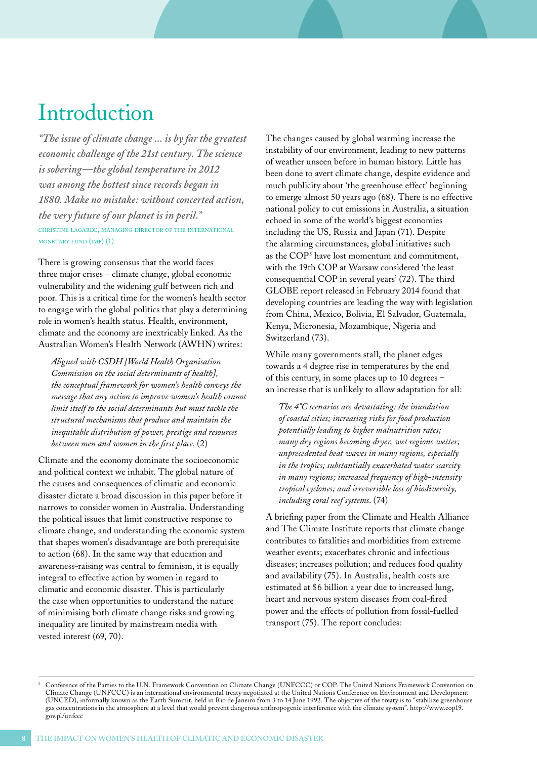# Introduction

*"The issue of climate change ... is by far the greatest economic challenge of the 21st century. The science is sobering—the global temperature in 2012 was among the hottest since records began in 1880. Make no mistake: without concerted action, the very future of our planet is in peril."*

Christine Lagarde, Managing Director of the International Monetary Fund (IMF) (1)

There is growing consensus that the world faces three major crises – climate change, global economic vulnerability and the widening gulf between rich and poor. This is a critical time for the women's health sector to engage with the global politics that play a determining role in women's health status. Health, environment, climate and the economy are inextricably linked. As the Australian Women's Health Network (AWHN) writes:

> *Aligned with CSDH [World Health Organisation Commission on the social determinants of health], the conceptual framework for women's health conveys the message that any action to improve women's health cannot limit itself to the social determinants but must tackle the structural mechanisms that produce and maintain the inequitable distribution of power, prestige and resources between men and women in the first place.* (2)

Climate and the economy dominate the socioeconomic and political context we inhabit. The global nature of the causes and consequences of climatic and economic disaster dictate a broad discussion in this paper before it narrows to consider women in Australia. Understanding the political issues that limit constructive response to climate change, and understanding the economic system that shapes women's disadvantage are both prerequisite to action (68). In the same way that education and awareness-raising was central to feminism, it is equally integral to effective action by women in regard to climatic and economic disaster. This is particularly the case when opportunities to understand the nature of minimising both climate change risks and growing inequality are limited by mainstream media with vested interest (69, 70).

The changes caused by global warming increase the instability of our environment, leading to new patterns of weather unseen before in human history. Little has been done to avert climate change, despite evidence and much publicity about 'the greenhouse effect' beginning to emerge almost 50 years ago (68). There is no effective national policy to cut emissions in Australia, a situation echoed in some of the world's biggest economies including the US, Russia and Japan (71). Despite the alarming circumstances, global initiatives such as the COP[5] have lost momentum and commitment, with the 19th COP at Warsaw considered 'the least consequential COP in several years' (72). The third GLOBE report released in February 2014 found that developing countries are leading the way with legislation from China, Mexico, Bolivia, El Salvador, Guatemala, Kenya, Micronesia, Mozambique, Nigeria and Switzerland (73).

While many governments stall, the planet edges towards a 4 degree rise in temperatures by the end of this century, in some places up to 10 degrees – an increase that is unlikely to allow adaptation for all:

> *The 4°C scenarios are devastating: the inundation of coastal cities; increasing risks for food production potentially leading to higher malnutrition rates; many dry regions becoming dryer, wet regions wetter; unprecedented heat waves in many regions, especially in the tropics; substantially exacerbated water scarcity in many regions; increased frequency of high-intensity tropical cyclones; and irreversible loss of biodiversity, including coral reef systems.* (74)

A briefing paper from the Climate and Health Alliance and The Climate Institute reports that climate change contributes to fatalities and morbidities from extreme weather events; exacerbates chronic and infectious diseases; increases pollution; and reduces food quality and availability (75). In Australia, health costs are estimated at $6 billion a year due to increased lung, heart and nervous system diseases from coal-fired power and the effects of pollution from fossil-fuelled transport (75). The report concludes:

---

[5] Conference of the Parties to the U.N. Framework Convention on Climate Change (UNFCCC) or COP. The United Nations Framework Convention on Climate Change (UNFCCC) is an international environmental treaty negotiated at the United Nations Conference on Environment and Development (UNCED), informally known as the Earth Summit, held in Rio de Janeiro from 3 to 14 June 1992. The objective of the treaty is to "stabilize greenhouse gas concentrations in the atmosphere at a level that would prevent dangerous anthropogenic interference with the climate system". http://www.cop19.gov.pl/unfccc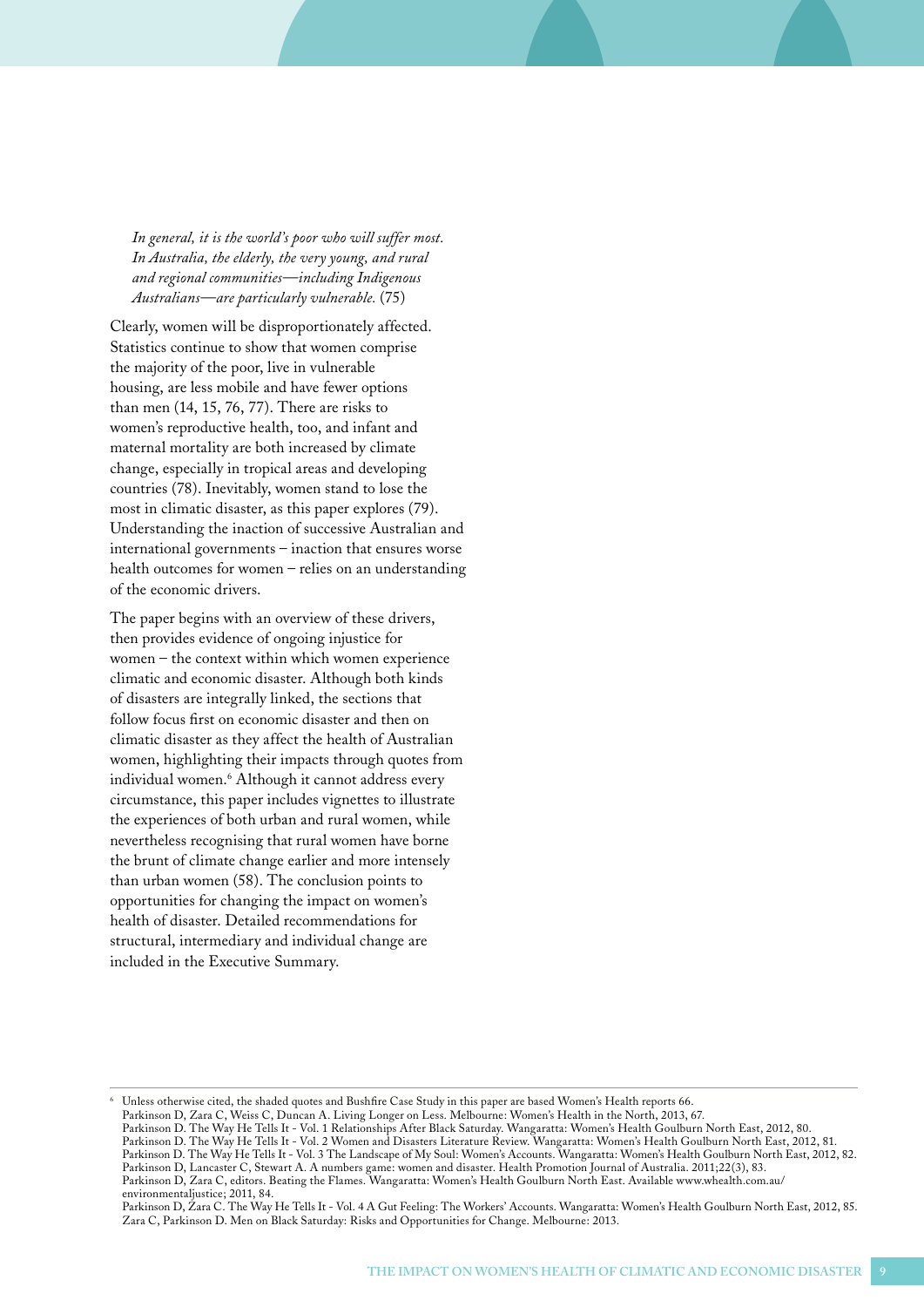*In general, it is the world's poor who will suffer most. In Australia, the elderly, the very young, and rural and regional communities—including Indigenous Australians—are particularly vulnerable.* (75)

Clearly, women will be disproportionately affected. Statistics continue to show that women comprise the majority of the poor, live in vulnerable housing, are less mobile and have fewer options than men (14, 15, 76, 77). There are risks to women's reproductive health, too, and infant and maternal mortality are both increased by climate change, especially in tropical areas and developing countries (78). Inevitably, women stand to lose the most in climatic disaster, as this paper explores (79). Understanding the inaction of successive Australian and international governments – inaction that ensures worse health outcomes for women – relies on an understanding of the economic drivers.

The paper begins with an overview of these drivers, then provides evidence of ongoing injustice for women – the context within which women experience climatic and economic disaster. Although both kinds of disasters are integrally linked, the sections that follow focus first on economic disaster and then on climatic disaster as they affect the health of Australian women, highlighting their impacts through quotes from individual women.[6] Although it cannot address every circumstance, this paper includes vignettes to illustrate the experiences of both urban and rural women, while nevertheless recognising that rural women have borne the brunt of climate change earlier and more intensely than urban women (58). The conclusion points to opportunities for changing the impact on women's health of disaster. Detailed recommendations for structural, intermediary and individual change are included in the Executive Summary.

---

[6] Unless otherwise cited, the shaded quotes and Bushfire Case Study in this paper are based Women's Health reports 66.
Parkinson D, Zara C, Weiss C, Duncan A. Living Longer on Less. Melbourne: Women's Health in the North, 2013, 67.
Parkinson D. The Way He Tells It - Vol. 1 Relationships After Black Saturday. Wangaratta: Women's Health Goulburn North East, 2012, 80.
Parkinson D. The Way He Tells It - Vol. 2 Women and Disasters Literature Review. Wangaratta: Women's Health Goulburn North East, 2012, 81.
Parkinson D. The Way He Tells It - Vol. 3 The Landscape of My Soul: Women's Accounts. Wangaratta: Women's Health Goulburn North East, 2012, 82.
Parkinson D, Lancaster C, Stewart A. A numbers game: women and disaster. Health Promotion Journal of Australia. 2011;22(3), 83.
Parkinson D, Zara C, editors. Beating the Flames. Wangaratta: Women's Health Goulburn North East. Available www.whealth.com.au/environmentaljustice; 2011, 84.
Parkinson D, Zara C. The Way He Tells It - Vol. 4 A Gut Feeling: The Workers' Accounts. Wangaratta: Women's Health Goulburn North East, 2012, 85.
Zara C, Parkinson D. Men on Black Saturday: Risks and Opportunities for Change. Melbourne: 2013.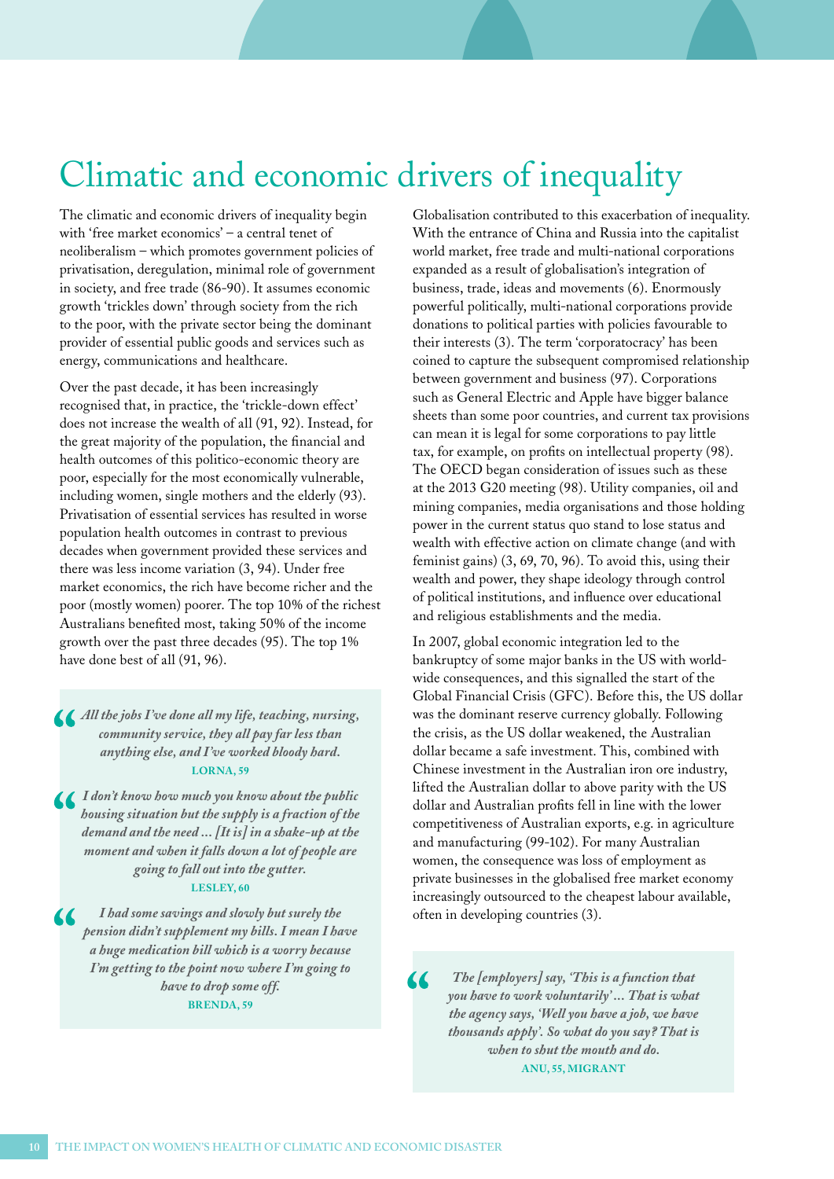# Climatic and economic drivers of inequality

The climatic and economic drivers of inequality begin with 'free market economics' – a central tenet of neoliberalism – which promotes government policies of privatisation, deregulation, minimal role of government in society, and free trade (86-90). It assumes economic growth 'trickles down' through society from the rich to the poor, with the private sector being the dominant provider of essential public goods and services such as energy, communications and healthcare.

Over the past decade, it has been increasingly recognised that, in practice, the 'trickle-down effect' does not increase the wealth of all (91, 92). Instead, for the great majority of the population, the financial and health outcomes of this politico-economic theory are poor, especially for the most economically vulnerable, including women, single mothers and the elderly (93). Privatisation of essential services has resulted in worse population health outcomes in contrast to previous decades when government provided these services and there was less income variation (3, 94). Under free market economics, the rich have become richer and the poor (mostly women) poorer. The top 10% of the richest Australians benefited most, taking 50% of the income growth over the past three decades (95). The top 1% have done best of all (91, 96).

> *All the jobs I've done all my life, teaching, nursing, community service, they all pay far less than anything else, and I've worked bloody hard.*
> **LORNA, 59**

> *I don't know how much you know about the public housing situation but the supply is a fraction of the demand and the need ... [It is] in a shake-up at the moment and when it falls down a lot of people are going to fall out into the gutter.*
> **LESLEY, 60**

> *I had some savings and slowly but surely the pension didn't supplement my bills. I mean I have a huge medication bill which is a worry because I'm getting to the point now where I'm going to have to drop some off.*
> **BRENDA, 59**

Globalisation contributed to this exacerbation of inequality. With the entrance of China and Russia into the capitalist world market, free trade and multi-national corporations expanded as a result of globalisation's integration of business, trade, ideas and movements (6). Enormously powerful politically, multi-national corporations provide donations to political parties with policies favourable to their interests (3). The term 'corporatocracy' has been coined to capture the subsequent compromised relationship between government and business (97). Corporations such as General Electric and Apple have bigger balance sheets than some poor countries, and current tax provisions can mean it is legal for some corporations to pay little tax, for example, on profits on intellectual property (98). The OECD began consideration of issues such as these at the 2013 G20 meeting (98). Utility companies, oil and mining companies, media organisations and those holding power in the current status quo stand to lose status and wealth with effective action on climate change (and with feminist gains) (3, 69, 70, 96). To avoid this, using their wealth and power, they shape ideology through control of political institutions, and influence over educational and religious establishments and the media.

In 2007, global economic integration led to the bankruptcy of some major banks in the US with world-wide consequences, and this signalled the start of the Global Financial Crisis (GFC). Before this, the US dollar was the dominant reserve currency globally. Following the crisis, as the US dollar weakened, the Australian dollar became a safe investment. This, combined with Chinese investment in the Australian iron ore industry, lifted the Australian dollar to above parity with the US dollar and Australian profits fell in line with the lower competitiveness of Australian exports, e.g. in agriculture and manufacturing (99-102). For many Australian women, the consequence was loss of employment as private businesses in the globalised free market economy increasingly outsourced to the cheapest labour available, often in developing countries (3).

> *The [employers] say, 'This is a function that you have to work voluntarily' ... That is what the agency says, 'Well you have a job, we have thousands apply'. So what do you say? That is when to shut the mouth and do.*
> **ANU, 55, MIGRANT**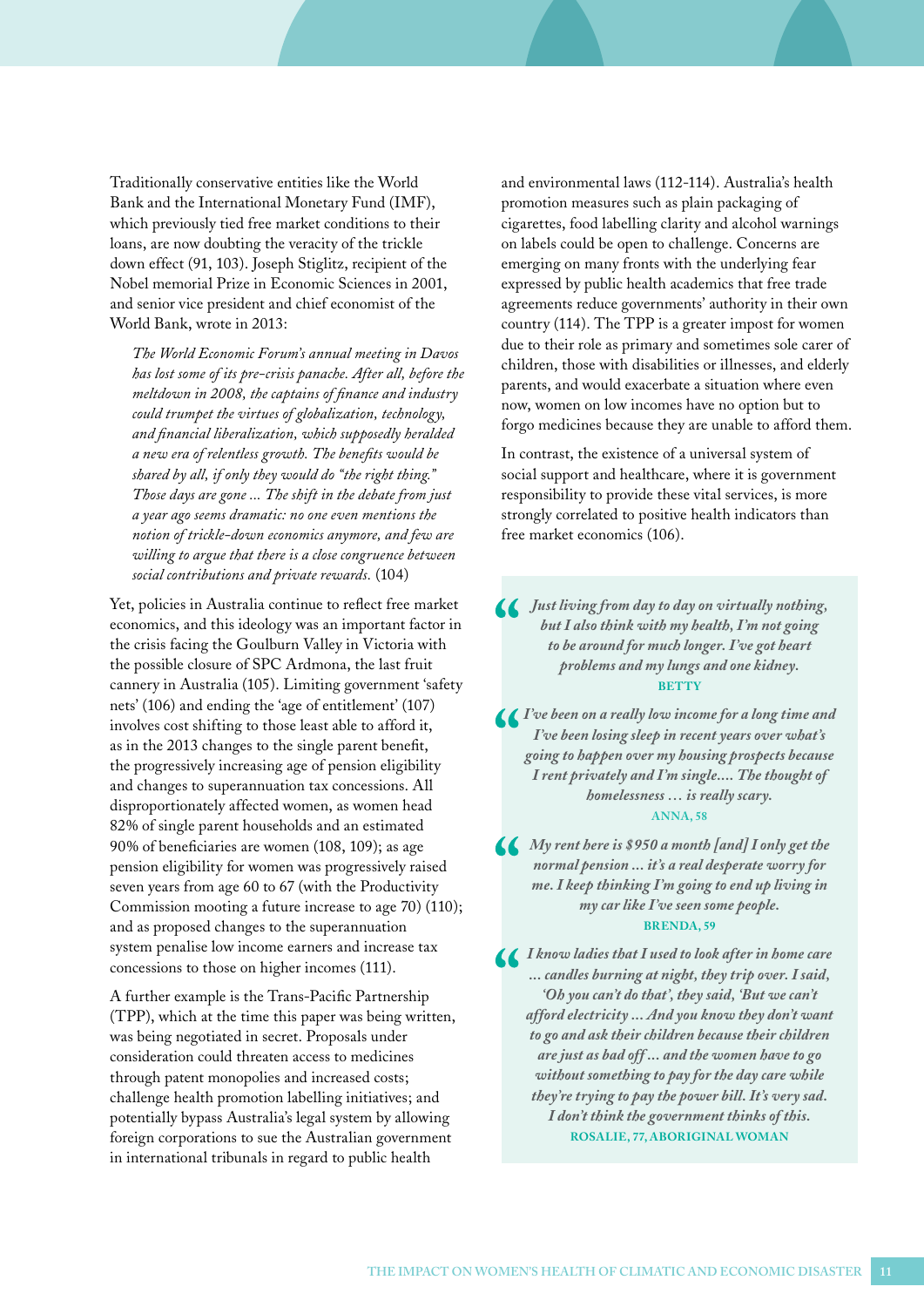Traditionally conservative entities like the World Bank and the International Monetary Fund (IMF), which previously tied free market conditions to their loans, are now doubting the veracity of the trickle down effect (91, 103). Joseph Stiglitz, recipient of the Nobel memorial Prize in Economic Sciences in 2001, and senior vice president and chief economist of the World Bank, wrote in 2013:

> *The World Economic Forum's annual meeting in Davos has lost some of its pre-crisis panache. After all, before the meltdown in 2008, the captains of finance and industry could trumpet the virtues of globalization, technology, and financial liberalization, which supposedly heralded a new era of relentless growth. The benefits would be shared by all, if only they would do "the right thing." Those days are gone ... The shift in the debate from just a year ago seems dramatic: no one even mentions the notion of trickle-down economics anymore, and few are willing to argue that there is a close congruence between social contributions and private rewards.* (104)

Yet, policies in Australia continue to reflect free market economics, and this ideology was an important factor in the crisis facing the Goulburn Valley in Victoria with the possible closure of SPC Ardmona, the last fruit cannery in Australia (105). Limiting government 'safety nets' (106) and ending the 'age of entitlement' (107) involves cost shifting to those least able to afford it, as in the 2013 changes to the single parent benefit, the progressively increasing age of pension eligibility and changes to superannuation tax concessions. All disproportionately affected women, as women head 82% of single parent households and an estimated 90% of beneficiaries are women (108, 109); as age pension eligibility for women was progressively raised seven years from age 60 to 67 (with the Productivity Commission mooting a future increase to age 70) (110); and as proposed changes to the superannuation system penalise low income earners and increase tax concessions to those on higher incomes (111).

A further example is the Trans-Pacific Partnership (TPP), which at the time this paper was being written, was being negotiated in secret. Proposals under consideration could threaten access to medicines through patent monopolies and increased costs; challenge health promotion labelling initiatives; and potentially bypass Australia's legal system by allowing foreign corporations to sue the Australian government in international tribunals in regard to public health and environmental laws (112-114). Australia's health promotion measures such as plain packaging of cigarettes, food labelling clarity and alcohol warnings on labels could be open to challenge. Concerns are emerging on many fronts with the underlying fear expressed by public health academics that free trade agreements reduce governments' authority in their own country (114). The TPP is a greater impost for women due to their role as primary and sometimes sole carer of children, those with disabilities or illnesses, and elderly parents, and would exacerbate a situation where even now, women on low incomes have no option but to forgo medicines because they are unable to afford them.

In contrast, the existence of a universal system of social support and healthcare, where it is government responsibility to provide these vital services, is more strongly correlated to positive health indicators than free market economics (106).

> ***Just living from day to day on virtually nothing, but I also think with my health, I'm not going to be around for much longer. I've got heart problems and my lungs and one kidney.***
>
> **BETTY**

> ***I've been on a really low income for a long time and I've been losing sleep in recent years over what's going to happen over my housing prospects because I rent privately and I'm single.... The thought of homelessness … is really scary.***
>
> **ANNA, 58**

> ***My rent here is $950 a month [and] I only get the normal pension ... it's a real desperate worry for me. I keep thinking I'm going to end up living in my car like I've seen some people.***
>
> **BRENDA, 59**

> ***I know ladies that I used to look after in home care ... candles burning at night, they trip over. I said, 'Oh you can't do that', they said, 'But we can't afford electricity ... And you know they don't want to go and ask their children because their children are just as bad off ... and the women have to go without something to pay for the day care while they're trying to pay the power bill. It's very sad. I don't think the government thinks of this.***
>
> **ROSALIE, 77, ABORIGINAL WOMAN**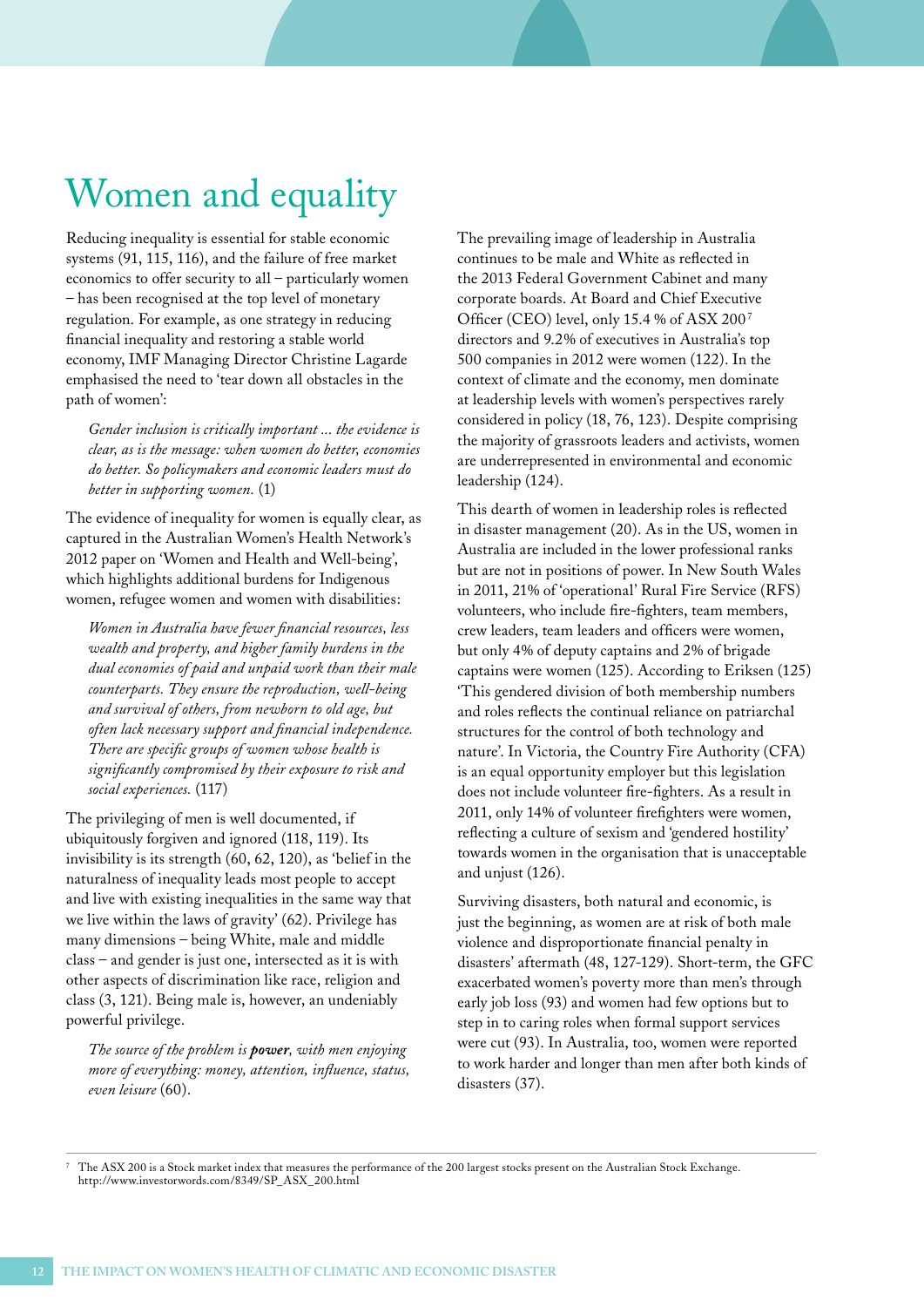# Women and equality

Reducing inequality is essential for stable economic systems (91, 115, 116), and the failure of free market economics to offer security to all – particularly women – has been recognised at the top level of monetary regulation. For example, as one strategy in reducing financial inequality and restoring a stable world economy, IMF Managing Director Christine Lagarde emphasised the need to 'tear down all obstacles in the path of women':

> *Gender inclusion is critically important ... the evidence is clear, as is the message: when women do better, economies do better. So policymakers and economic leaders must do better in supporting women.* (1)

The evidence of inequality for women is equally clear, as captured in the Australian Women's Health Network's 2012 paper on 'Women and Health and Well-being', which highlights additional burdens for Indigenous women, refugee women and women with disabilities:

> *Women in Australia have fewer financial resources, less wealth and property, and higher family burdens in the dual economies of paid and unpaid work than their male counterparts. They ensure the reproduction, well-being and survival of others, from newborn to old age, but often lack necessary support and financial independence. There are specific groups of women whose health is significantly compromised by their exposure to risk and social experiences.* (117)

The privileging of men is well documented, if ubiquitously forgiven and ignored (118, 119). Its invisibility is its strength (60, 62, 120), as 'belief in the naturalness of inequality leads most people to accept and live with existing inequalities in the same way that we live within the laws of gravity' (62). Privilege has many dimensions – being White, male and middle class – and gender is just one, intersected as it is with other aspects of discrimination like race, religion and class (3, 121). Being male is, however, an undeniably powerful privilege.

> *The source of the problem is **power**, with men enjoying more of everything: money, attention, influence, status, even leisure* (60).

The prevailing image of leadership in Australia continues to be male and White as reflected in the 2013 Federal Government Cabinet and many corporate boards. At Board and Chief Executive Officer (CEO) level, only 15.4 % of ASX 200[7] directors and 9.2% of executives in Australia's top 500 companies in 2012 were women (122). In the context of climate and the economy, men dominate at leadership levels with women's perspectives rarely considered in policy (18, 76, 123). Despite comprising the majority of grassroots leaders and activists, women are underrepresented in environmental and economic leadership (124).

This dearth of women in leadership roles is reflected in disaster management (20). As in the US, women in Australia are included in the lower professional ranks but are not in positions of power. In New South Wales in 2011, 21% of 'operational' Rural Fire Service (RFS) volunteers, who include fire-fighters, team members, crew leaders, team leaders and officers were women, but only 4% of deputy captains and 2% of brigade captains were women (125). According to Eriksen (125) 'This gendered division of both membership numbers and roles reflects the continual reliance on patriarchal structures for the control of both technology and nature'. In Victoria, the Country Fire Authority (CFA) is an equal opportunity employer but this legislation does not include volunteer fire-fighters. As a result in 2011, only 14% of volunteer firefighters were women, reflecting a culture of sexism and 'gendered hostility' towards women in the organisation that is unacceptable and unjust (126).

Surviving disasters, both natural and economic, is just the beginning, as women are at risk of both male violence and disproportionate financial penalty in disasters' aftermath (48, 127-129). Short-term, the GFC exacerbated women's poverty more than men's through early job loss (93) and women had few options but to step in to caring roles when formal support services were cut (93). In Australia, too, women were reported to work harder and longer than men after both kinds of disasters (37).

---

[7] The ASX 200 is a Stock market index that measures the performance of the 200 largest stocks present on the Australian Stock Exchange. http://www.investorwords.com/8349/SP_ASX_200.html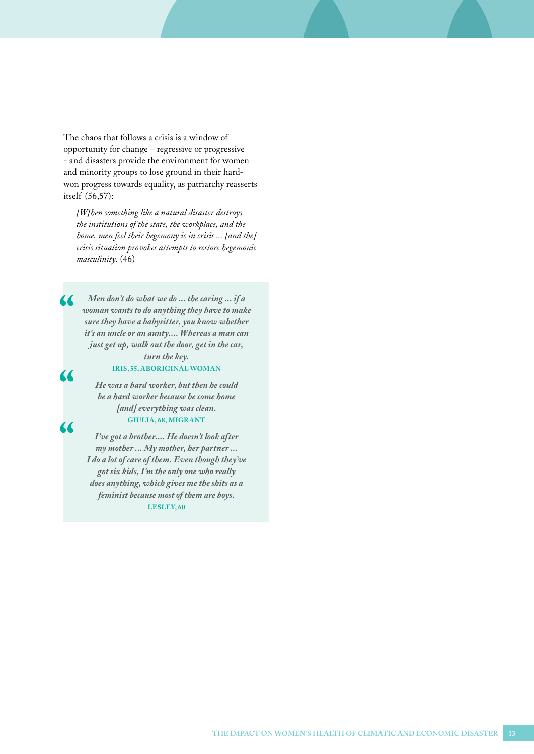The chaos that follows a crisis is a window of opportunity for change – regressive or progressive - and disasters provide the environment for women and minority groups to lose ground in their hard-won progress towards equality, as patriarchy reasserts itself (56,57):

> *[W]hen something like a natural disaster destroys the institutions of the state, the workplace, and the home, men feel their hegemony is in crisis ... [and the] crisis situation provokes attempts to restore hegemonic masculinity.* (46)

> **“** ***Men don't do what we do ... the caring ... if a woman wants to do anything they have to make sure they have a babysitter, you know whether it's an uncle or an aunty.... Whereas a man can just get up, walk out the door, get in the car, turn the key.***
>
> **IRIS, 55, ABORIGINAL WOMAN**

> **“** ***He was a hard worker, but then he could be a hard worker because he come home [and] everything was clean.***
>
> **GIULIA, 68, MIGRANT**

> **“** ***I've got a brother.... He doesn't look after my mother ... My mother, her partner ... I do a lot of care of them. Even though they've got six kids, I'm the only one who really does anything, which gives me the shits as a feminist because most of them are boys.***
>
> **LESLEY, 60**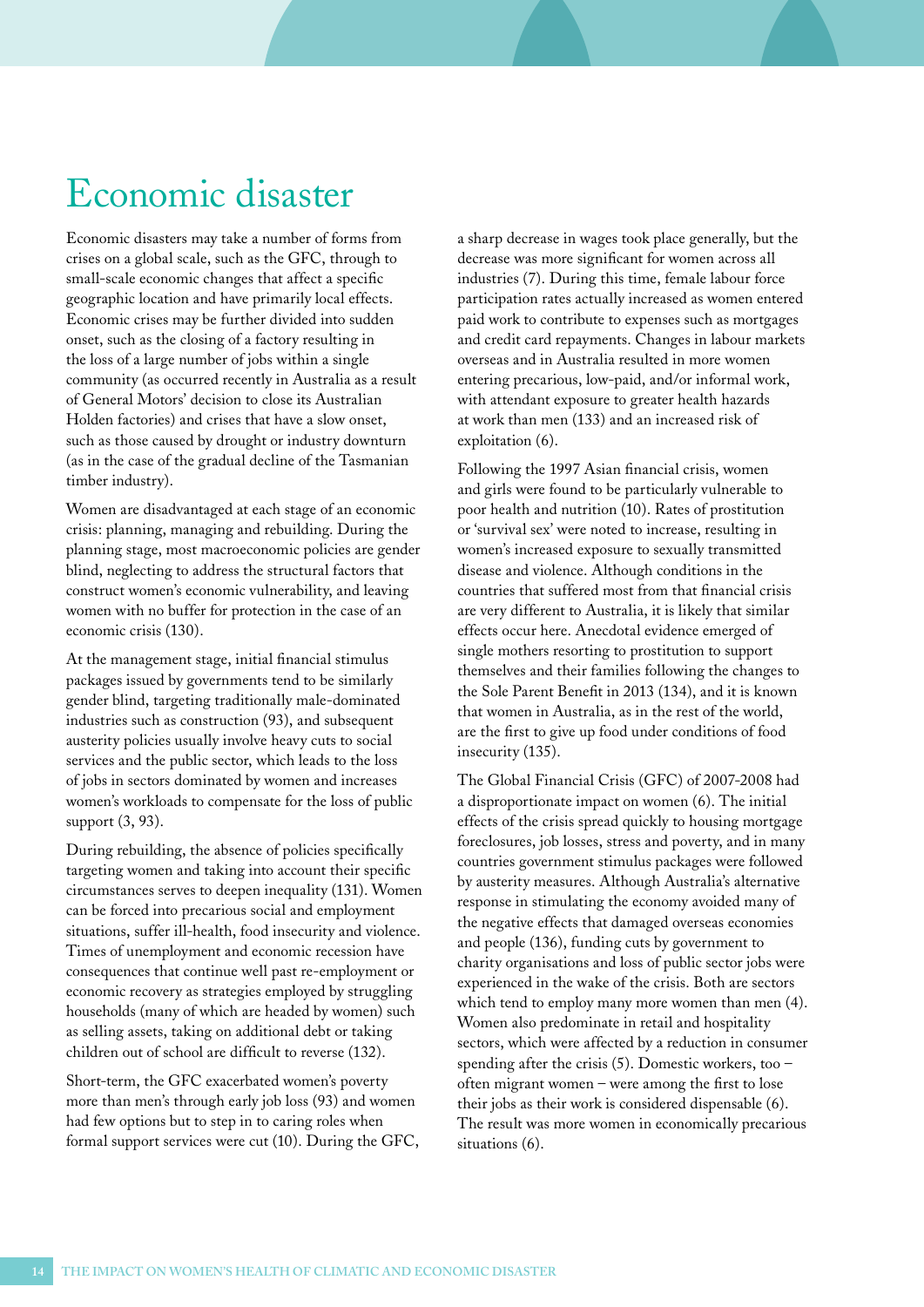# Economic disaster

Economic disasters may take a number of forms from crises on a global scale, such as the GFC, through to small-scale economic changes that affect a specific geographic location and have primarily local effects. Economic crises may be further divided into sudden onset, such as the closing of a factory resulting in the loss of a large number of jobs within a single community (as occurred recently in Australia as a result of General Motors' decision to close its Australian Holden factories) and crises that have a slow onset, such as those caused by drought or industry downturn (as in the case of the gradual decline of the Tasmanian timber industry).

Women are disadvantaged at each stage of an economic crisis: planning, managing and rebuilding. During the planning stage, most macroeconomic policies are gender blind, neglecting to address the structural factors that construct women's economic vulnerability, and leaving women with no buffer for protection in the case of an economic crisis (130).

At the management stage, initial financial stimulus packages issued by governments tend to be similarly gender blind, targeting traditionally male-dominated industries such as construction (93), and subsequent austerity policies usually involve heavy cuts to social services and the public sector, which leads to the loss of jobs in sectors dominated by women and increases women's workloads to compensate for the loss of public support (3, 93).

During rebuilding, the absence of policies specifically targeting women and taking into account their specific circumstances serves to deepen inequality (131). Women can be forced into precarious social and employment situations, suffer ill-health, food insecurity and violence. Times of unemployment and economic recession have consequences that continue well past re-employment or economic recovery as strategies employed by struggling households (many of which are headed by women) such as selling assets, taking on additional debt or taking children out of school are difficult to reverse (132).

Short-term, the GFC exacerbated women's poverty more than men's through early job loss (93) and women had few options but to step in to caring roles when formal support services were cut (10). During the GFC, a sharp decrease in wages took place generally, but the decrease was more significant for women across all industries (7). During this time, female labour force participation rates actually increased as women entered paid work to contribute to expenses such as mortgages and credit card repayments. Changes in labour markets overseas and in Australia resulted in more women entering precarious, low-paid, and/or informal work, with attendant exposure to greater health hazards at work than men (133) and an increased risk of exploitation (6).

Following the 1997 Asian financial crisis, women and girls were found to be particularly vulnerable to poor health and nutrition (10). Rates of prostitution or 'survival sex' were noted to increase, resulting in women's increased exposure to sexually transmitted disease and violence. Although conditions in the countries that suffered most from that financial crisis are very different to Australia, it is likely that similar effects occur here. Anecdotal evidence emerged of single mothers resorting to prostitution to support themselves and their families following the changes to the Sole Parent Benefit in 2013 (134), and it is known that women in Australia, as in the rest of the world, are the first to give up food under conditions of food insecurity (135).

The Global Financial Crisis (GFC) of 2007-2008 had a disproportionate impact on women (6). The initial effects of the crisis spread quickly to housing mortgage foreclosures, job losses, stress and poverty, and in many countries government stimulus packages were followed by austerity measures. Although Australia's alternative response in stimulating the economy avoided many of the negative effects that damaged overseas economies and people (136), funding cuts by government to charity organisations and loss of public sector jobs were experienced in the wake of the crisis. Both are sectors which tend to employ many more women than men (4). Women also predominate in retail and hospitality sectors, which were affected by a reduction in consumer spending after the crisis (5). Domestic workers, too – often migrant women – were among the first to lose their jobs as their work is considered dispensable (6). The result was more women in economically precarious situations (6).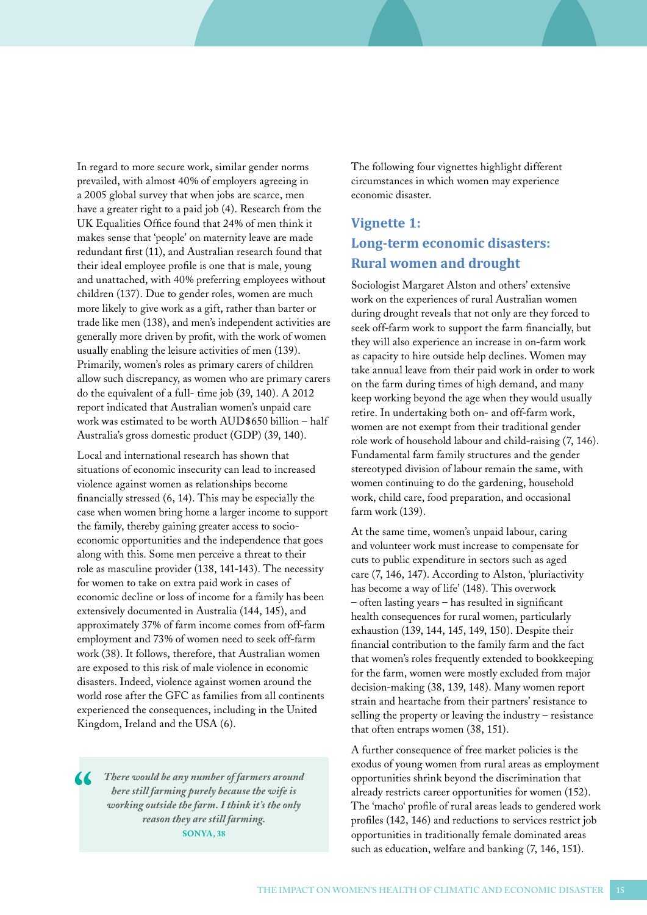In regard to more secure work, similar gender norms prevailed, with almost 40% of employers agreeing in a 2005 global survey that when jobs are scarce, men have a greater right to a paid job (4). Research from the UK Equalities Office found that 24% of men think it makes sense that 'people' on maternity leave are made redundant first (11), and Australian research found that their ideal employee profile is one that is male, young and unattached, with 40% preferring employees without children (137). Due to gender roles, women are much more likely to give work as a gift, rather than barter or trade like men (138), and men's independent activities are generally more driven by profit, with the work of women usually enabling the leisure activities of men (139). Primarily, women's roles as primary carers of children allow such discrepancy, as women who are primary carers do the equivalent of a full- time job (39, 140). A 2012 report indicated that Australian women's unpaid care work was estimated to be worth AUD$650 billion – half Australia's gross domestic product (GDP) (39, 140).

Local and international research has shown that situations of economic insecurity can lead to increased violence against women as relationships become financially stressed (6, 14). This may be especially the case when women bring home a larger income to support the family, thereby gaining greater access to socio-economic opportunities and the independence that goes along with this. Some men perceive a threat to their role as masculine provider (138, 141-143). The necessity for women to take on extra paid work in cases of economic decline or loss of income for a family has been extensively documented in Australia (144, 145), and approximately 37% of farm income comes from off-farm employment and 73% of women need to seek off-farm work (38). It follows, therefore, that Australian women are exposed to this risk of male violence in economic disasters. Indeed, violence against women around the world rose after the GFC as families from all continents experienced the consequences, including in the United Kingdom, Ireland and the USA (6).

> *There would be any number of farmers around here still farming purely because the wife is working outside the farm. I think it's the only reason they are still farming.*
>
> **SONYA, 38**

The following four vignettes highlight different circumstances in which women may experience economic disaster.

## Vignette 1: Long-term economic disasters: Rural women and drought

Sociologist Margaret Alston and others' extensive work on the experiences of rural Australian women during drought reveals that not only are they forced to seek off-farm work to support the farm financially, but they will also experience an increase in on-farm work as capacity to hire outside help declines. Women may take annual leave from their paid work in order to work on the farm during times of high demand, and many keep working beyond the age when they would usually retire. In undertaking both on- and off-farm work, women are not exempt from their traditional gender role work of household labour and child-raising (7, 146). Fundamental farm family structures and the gender stereotyped division of labour remain the same, with women continuing to do the gardening, household work, child care, food preparation, and occasional farm work (139).

At the same time, women's unpaid labour, caring and volunteer work must increase to compensate for cuts to public expenditure in sectors such as aged care (7, 146, 147). According to Alston, 'pluriactivity has become a way of life' (148). This overwork – often lasting years – has resulted in significant health consequences for rural women, particularly exhaustion (139, 144, 145, 149, 150). Despite their financial contribution to the family farm and the fact that women's roles frequently extended to bookkeeping for the farm, women were mostly excluded from major decision-making (38, 139, 148). Many women report strain and heartache from their partners' resistance to selling the property or leaving the industry – resistance that often entraps women (38, 151).

A further consequence of free market policies is the exodus of young women from rural areas as employment opportunities shrink beyond the discrimination that already restricts career opportunities for women (152). The 'macho' profile of rural areas leads to gendered work profiles (142, 146) and reductions to services restrict job opportunities in traditionally female dominated areas such as education, welfare and banking (7, 146, 151).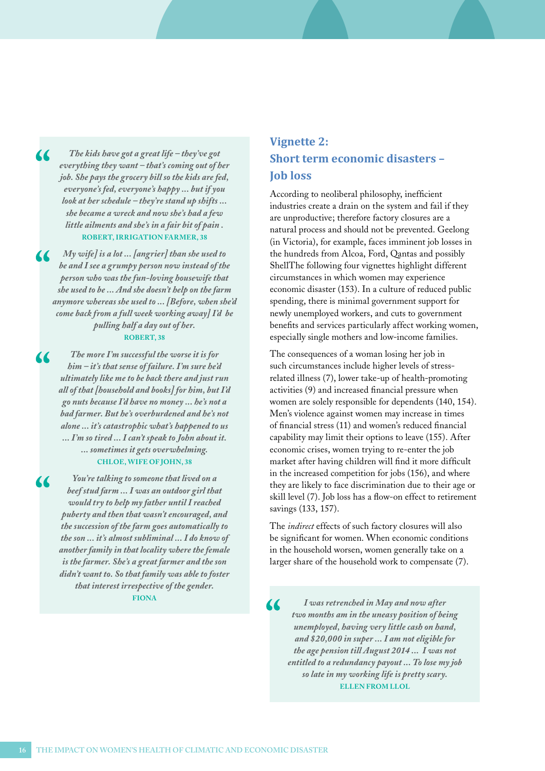> *The kids have got a great life – they've got everything they want – that's coming out of her job. She pays the grocery bill so the kids are fed, everyone's fed, everyone's happy ... but if you look at her schedule – they're stand up shifts ... she became a wreck and now she's had a few little ailments and she's in a fair bit of pain .*
>
> **ROBERT, IRRIGATION FARMER, 38**

> *My wife] is a lot ... [angrier] than she used to be and I see a grumpy person now instead of the person who was the fun-loving housewife that she used to be ... And she doesn't help on the farm anymore whereas she used to ... [Before, when she'd come back from a full week working away] I'd be pulling half a day out of her.*
>
> **ROBERT, 38**

> *The more I'm successful the worse it is for him – it's that sense of failure. I'm sure he'd ultimately like me to be back there and just run all of that [household and books] for him, but I'd go nuts because I'd have no money ... he's not a bad farmer. But he's overburdened and he's not alone ... it's catastrophic what's happened to us ... I'm so tired ... I can't speak to John about it. ... sometimes it gets overwhelming.*
>
> **CHLOE, WIFE OF JOHN, 38**

> *You're talking to someone that lived on a beef stud farm ... I was an outdoor girl that would try to help my father until I reached puberty and then that wasn't encouraged, and the succession of the farm goes automatically to the son ... it's almost subliminal ... I do know of another family in that locality where the female is the farmer. She's a great farmer and the son didn't want to. So that family was able to foster that interest irrespective of the gender.*
>
> **FIONA**

## Vignette 2: Short term economic disasters – Job loss

According to neoliberal philosophy, inefficient industries create a drain on the system and fail if they are unproductive; therefore factory closures are a natural process and should not be prevented. Geelong (in Victoria), for example, faces imminent job losses in the hundreds from Alcoa, Ford, Qantas and possibly ShellThe following four vignettes highlight different circumstances in which women may experience economic disaster (153). In a culture of reduced public spending, there is minimal government support for newly unemployed workers, and cuts to government benefits and services particularly affect working women, especially single mothers and low-income families.

The consequences of a woman losing her job in such circumstances include higher levels of stress-related illness (7), lower take-up of health-promoting activities (9) and increased financial pressure when women are solely responsible for dependents (140, 154). Men's violence against women may increase in times of financial stress (11) and women's reduced financial capability may limit their options to leave (155). After economic crises, women trying to re-enter the job market after having children will find it more difficult in the increased competition for jobs (156), and where they are likely to face discrimination due to their age or skill level (7). Job loss has a flow-on effect to retirement savings (133, 157).

The *indirect* effects of such factory closures will also be significant for women. When economic conditions in the household worsen, women generally take on a larger share of the household work to compensate (7).

> *I was retrenched in May and now after two months am in the uneasy position of being unemployed, having very little cash on hand, and $20,000 in super ... I am not eligible for the age pension till August 2014 ... I was not entitled to a redundancy payout ... To lose my job so late in my working life is pretty scary.*
>
> **ELLEN FROM LLOL**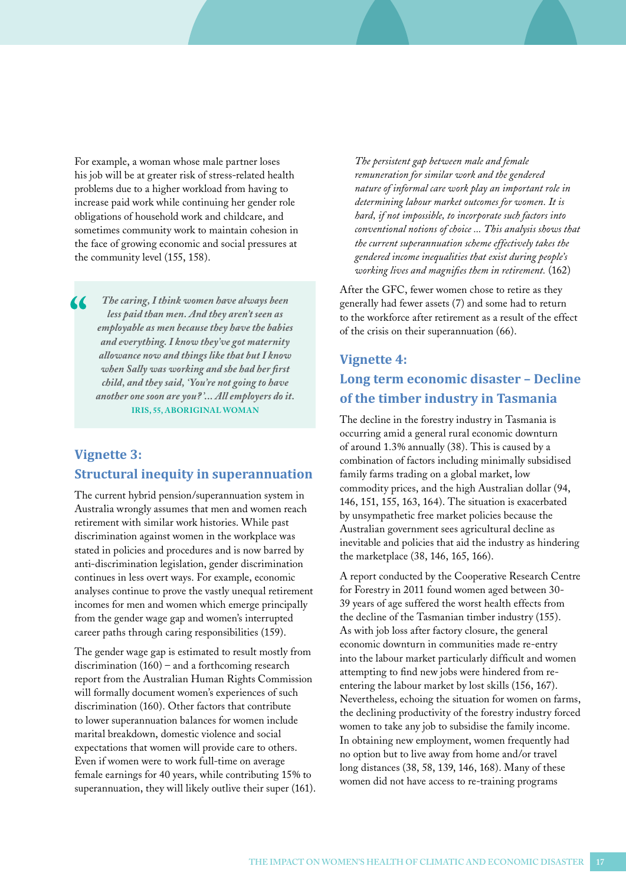For example, a woman whose male partner loses his job will be at greater risk of stress-related health problems due to a higher workload from having to increase paid work while continuing her gender role obligations of household work and childcare, and sometimes community work to maintain cohesion in the face of growing economic and social pressures at the community level (155, 158).

> *The caring, I think women have always been less paid than men. And they aren't seen as employable as men because they have the babies and everything. I know they've got maternity allowance now and things like that but I know when Sally was working and she had her first child, and they said, 'You're not going to have another one soon are you?'... All employers do it.*
>
> **IRIS, 55, ABORIGINAL WOMAN**

## Vignette 3: Structural inequity in superannuation

The current hybrid pension/superannuation system in Australia wrongly assumes that men and women reach retirement with similar work histories. While past discrimination against women in the workplace was stated in policies and procedures and is now barred by anti-discrimination legislation, gender discrimination continues in less overt ways. For example, economic analyses continue to prove the vastly unequal retirement incomes for men and women which emerge principally from the gender wage gap and women's interrupted career paths through caring responsibilities (159).

The gender wage gap is estimated to result mostly from discrimination (160) – and a forthcoming research report from the Australian Human Rights Commission will formally document women's experiences of such discrimination (160). Other factors that contribute to lower superannuation balances for women include marital breakdown, domestic violence and social expectations that women will provide care to others. Even if women were to work full-time on average female earnings for 40 years, while contributing 15% to superannuation, they will likely outlive their super (161).

> *The persistent gap between male and female remuneration for similar work and the gendered nature of informal care work play an important role in determining labour market outcomes for women. It is hard, if not impossible, to incorporate such factors into conventional notions of choice ... This analysis shows that the current superannuation scheme effectively takes the gendered income inequalities that exist during people's working lives and magnifies them in retirement.* (162)

After the GFC, fewer women chose to retire as they generally had fewer assets (7) and some had to return to the workforce after retirement as a result of the effect of the crisis on their superannuation (66).

## Vignette 4: Long term economic disaster – Decline of the timber industry in Tasmania

The decline in the forestry industry in Tasmania is occurring amid a general rural economic downturn of around 1.3% annually (38). This is caused by a combination of factors including minimally subsidised family farms trading on a global market, low commodity prices, and the high Australian dollar (94, 146, 151, 155, 163, 164). The situation is exacerbated by unsympathetic free market policies because the Australian government sees agricultural decline as inevitable and policies that aid the industry as hindering the marketplace (38, 146, 165, 166).

A report conducted by the Cooperative Research Centre for Forestry in 2011 found women aged between 30-39 years of age suffered the worst health effects from the decline of the Tasmanian timber industry (155). As with job loss after factory closure, the general economic downturn in communities made re-entry into the labour market particularly difficult and women attempting to find new jobs were hindered from re-entering the labour market by lost skills (156, 167). Nevertheless, echoing the situation for women on farms, the declining productivity of the forestry industry forced women to take any job to subsidise the family income. In obtaining new employment, women frequently had no option but to live away from home and/or travel long distances (38, 58, 139, 146, 168). Many of these women did not have access to re-training programs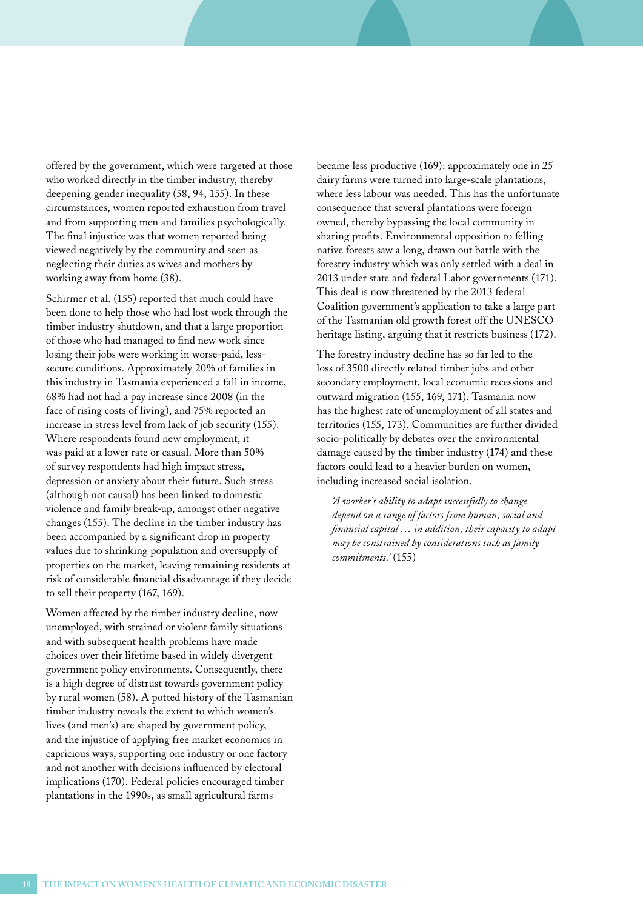offered by the government, which were targeted at those who worked directly in the timber industry, thereby deepening gender inequality (58, 94, 155). In these circumstances, women reported exhaustion from travel and from supporting men and families psychologically. The final injustice was that women reported being viewed negatively by the community and seen as neglecting their duties as wives and mothers by working away from home (38).

Schirmer et al. (155) reported that much could have been done to help those who had lost work through the timber industry shutdown, and that a large proportion of those who had managed to find new work since losing their jobs were working in worse-paid, less-secure conditions. Approximately 20% of families in this industry in Tasmania experienced a fall in income, 68% had not had a pay increase since 2008 (in the face of rising costs of living), and 75% reported an increase in stress level from lack of job security (155). Where respondents found new employment, it was paid at a lower rate or casual. More than 50% of survey respondents had high impact stress, depression or anxiety about their future. Such stress (although not causal) has been linked to domestic violence and family break-up, amongst other negative changes (155). The decline in the timber industry has been accompanied by a significant drop in property values due to shrinking population and oversupply of properties on the market, leaving remaining residents at risk of considerable financial disadvantage if they decide to sell their property (167, 169).

Women affected by the timber industry decline, now unemployed, with strained or violent family situations and with subsequent health problems have made choices over their lifetime based in widely divergent government policy environments. Consequently, there is a high degree of distrust towards government policy by rural women (58). A potted history of the Tasmanian timber industry reveals the extent to which women's lives (and men's) are shaped by government policy, and the injustice of applying free market economics in capricious ways, supporting one industry or one factory and not another with decisions influenced by electoral implications (170). Federal policies encouraged timber plantations in the 1990s, as small agricultural farms became less productive (169): approximately one in 25 dairy farms were turned into large-scale plantations, where less labour was needed. This has the unfortunate consequence that several plantations were foreign owned, thereby bypassing the local community in sharing profits. Environmental opposition to felling native forests saw a long, drawn out battle with the forestry industry which was only settled with a deal in 2013 under state and federal Labor governments (171). This deal is now threatened by the 2013 federal Coalition government's application to take a large part of the Tasmanian old growth forest off the UNESCO heritage listing, arguing that it restricts business (172).

The forestry industry decline has so far led to the loss of 3500 directly related timber jobs and other secondary employment, local economic recessions and outward migration (155, 169, 171). Tasmania now has the highest rate of unemployment of all states and territories (155, 173). Communities are further divided socio-politically by debates over the environmental damage caused by the timber industry (174) and these factors could lead to a heavier burden on women, including increased social isolation.

> *'A worker's ability to adapt successfully to change depend on a range of factors from human, social and financial capital … in addition, their capacity to adapt may be constrained by considerations such as family commitments.'* (155)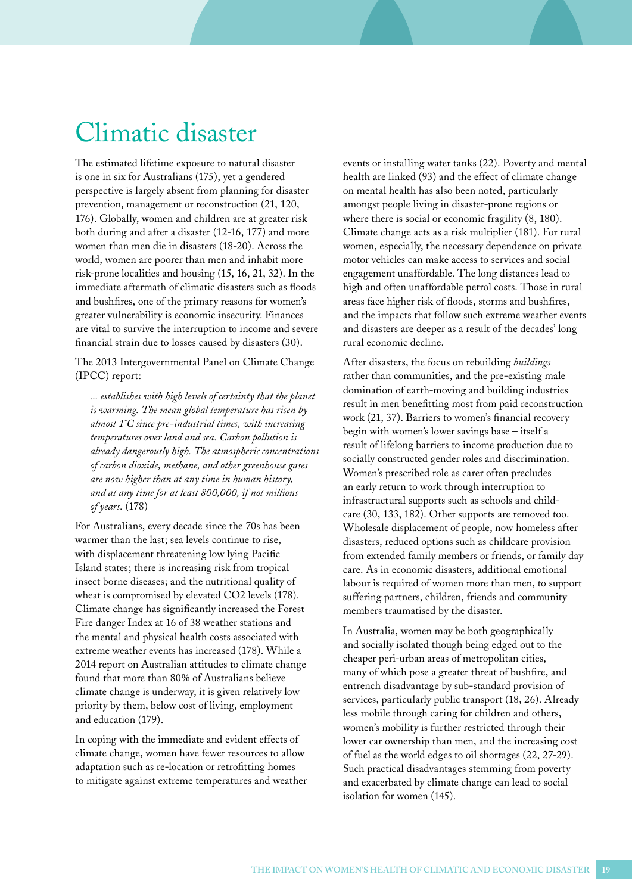# Climatic disaster

The estimated lifetime exposure to natural disaster is one in six for Australians (175), yet a gendered perspective is largely absent from planning for disaster prevention, management or reconstruction (21, 120, 176). Globally, women and children are at greater risk both during and after a disaster (12-16, 177) and more women than men die in disasters (18-20). Across the world, women are poorer than men and inhabit more risk-prone localities and housing (15, 16, 21, 32). In the immediate aftermath of climatic disasters such as floods and bushfires, one of the primary reasons for women's greater vulnerability is economic insecurity. Finances are vital to survive the interruption to income and severe financial strain due to losses caused by disasters (30).

The 2013 Intergovernmental Panel on Climate Change (IPCC) report:

> *... establishes with high levels of certainty that the planet is warming. The mean global temperature has risen by almost 1°C since pre-industrial times, with increasing temperatures over land and sea. Carbon pollution is already dangerously high. The atmospheric concentrations of carbon dioxide, methane, and other greenhouse gases are now higher than at any time in human history, and at any time for at least 800,000, if not millions of years.* (178)

For Australians, every decade since the 70s has been warmer than the last; sea levels continue to rise, with displacement threatening low lying Pacific Island states; there is increasing risk from tropical insect borne diseases; and the nutritional quality of wheat is compromised by elevated $CO_2$ levels (178). Climate change has significantly increased the Forest Fire danger Index at 16 of 38 weather stations and the mental and physical health costs associated with extreme weather events has increased (178). While a 2014 report on Australian attitudes to climate change found that more than 80% of Australians believe climate change is underway, it is given relatively low priority by them, below cost of living, employment and education (179).

In coping with the immediate and evident effects of climate change, women have fewer resources to allow adaptation such as re-location or retrofitting homes to mitigate against extreme temperatures and weather events or installing water tanks (22). Poverty and mental health are linked (93) and the effect of climate change on mental health has also been noted, particularly amongst people living in disaster-prone regions or where there is social or economic fragility (8, 180). Climate change acts as a risk multiplier (181). For rural women, especially, the necessary dependence on private motor vehicles can make access to services and social engagement unaffordable. The long distances lead to high and often unaffordable petrol costs. Those in rural areas face higher risk of floods, storms and bushfires, and the impacts that follow such extreme weather events and disasters are deeper as a result of the decades' long rural economic decline.

After disasters, the focus on rebuilding *buildings* rather than communities, and the pre-existing male domination of earth-moving and building industries result in men benefitting most from paid reconstruction work (21, 37). Barriers to women's financial recovery begin with women's lower savings base – itself a result of lifelong barriers to income production due to socially constructed gender roles and discrimination. Women's prescribed role as carer often precludes an early return to work through interruption to infrastructural supports such as schools and child-care (30, 133, 182). Other supports are removed too. Wholesale displacement of people, now homeless after disasters, reduced options such as childcare provision from extended family members or friends, or family day care. As in economic disasters, additional emotional labour is required of women more than men, to support suffering partners, children, friends and community members traumatised by the disaster.

In Australia, women may be both geographically and socially isolated though being edged out to the cheaper peri-urban areas of metropolitan cities, many of which pose a greater threat of bushfire, and entrench disadvantage by sub-standard provision of services, particularly public transport (18, 26). Already less mobile through caring for children and others, women's mobility is further restricted through their lower car ownership than men, and the increasing cost of fuel as the world edges to oil shortages (22, 27-29). Such practical disadvantages stemming from poverty and exacerbated by climate change can lead to social isolation for women (145).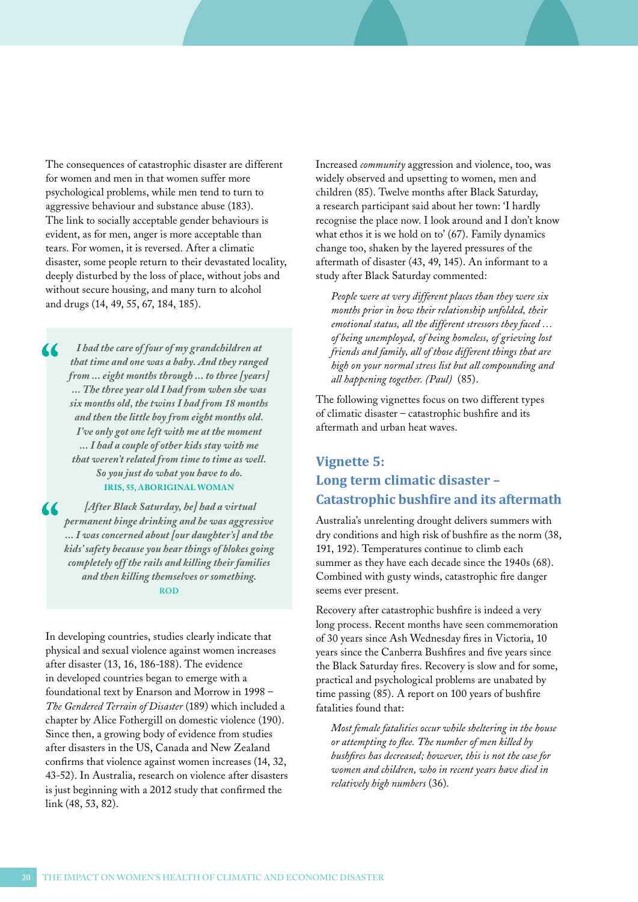The consequences of catastrophic disaster are different for women and men in that women suffer more psychological problems, while men tend to turn to aggressive behaviour and substance abuse (183). The link to socially acceptable gender behaviours is evident, as for men, anger is more acceptable than tears. For women, it is reversed. After a climatic disaster, some people return to their devastated locality, deeply disturbed by the loss of place, without jobs and without secure housing, and many turn to alcohol and drugs (14, 49, 55, 67, 184, 185).

> *I had the care of four of my grandchildren at that time and one was a baby. And they ranged from ... eight months through ... to three [years] ... The three year old I had from when she was six months old, the twins I had from 18 months and then the little boy from eight months old. I've only got one left with me at the moment ... I had a couple of other kids stay with me that weren't related from time to time as well. So you just do what you have to do.*
>
> **IRIS, 55, ABORIGINAL WOMAN**

> *[After Black Saturday, he] had a virtual permanent binge drinking and he was aggressive ... I was concerned about [our daughter's] and the kids' safety because you hear things of blokes going completely off the rails and killing their families and then killing themselves or something.*
>
> **ROD**

In developing countries, studies clearly indicate that physical and sexual violence against women increases after disaster (13, 16, 186-188). The evidence in developed countries began to emerge with a foundational text by Enarson and Morrow in 1998 – *The Gendered Terrain of Disaster* (189) which included a chapter by Alice Fothergill on domestic violence (190). Since then, a growing body of evidence from studies after disasters in the US, Canada and New Zealand confirms that violence against women increases (14, 32, 43-52). In Australia, research on violence after disasters is just beginning with a 2012 study that confirmed the link (48, 53, 82).

Increased *community* aggression and violence, too, was widely observed and upsetting to women, men and children (85). Twelve months after Black Saturday, a research participant said about her town: 'I hardly recognise the place now. I look around and I don't know what ethos it is we hold on to' (67). Family dynamics change too, shaken by the layered pressures of the aftermath of disaster (43, 49, 145). An informant to a study after Black Saturday commented:

> *People were at very different places than they were six months prior in how their relationship unfolded, their emotional status, all the different stressors they faced ... of being unemployed, of being homeless, of grieving lost friends and family, all of those different things that are high on your normal stress list but all compounding and all happening together. (Paul)* (85).

The following vignettes focus on two different types of climatic disaster – catastrophic bushfire and its aftermath and urban heat waves.

## Vignette 5: Long term climatic disaster – Catastrophic bushfire and its aftermath

Australia's unrelenting drought delivers summers with dry conditions and high risk of bushfire as the norm (38, 191, 192). Temperatures continue to climb each summer as they have each decade since the 1940s (68). Combined with gusty winds, catastrophic fire danger seems ever present.

Recovery after catastrophic bushfire is indeed a very long process. Recent months have seen commemoration of 30 years since Ash Wednesday fires in Victoria, 10 years since the Canberra Bushfires and five years since the Black Saturday fires. Recovery is slow and for some, practical and psychological problems are unabated by time passing (85). A report on 100 years of bushfire fatalities found that:

> *Most female fatalities occur while sheltering in the house or attempting to flee. The number of men killed by bushfires has decreased; however, this is not the case for women and children, who in recent years have died in relatively high numbers* (36).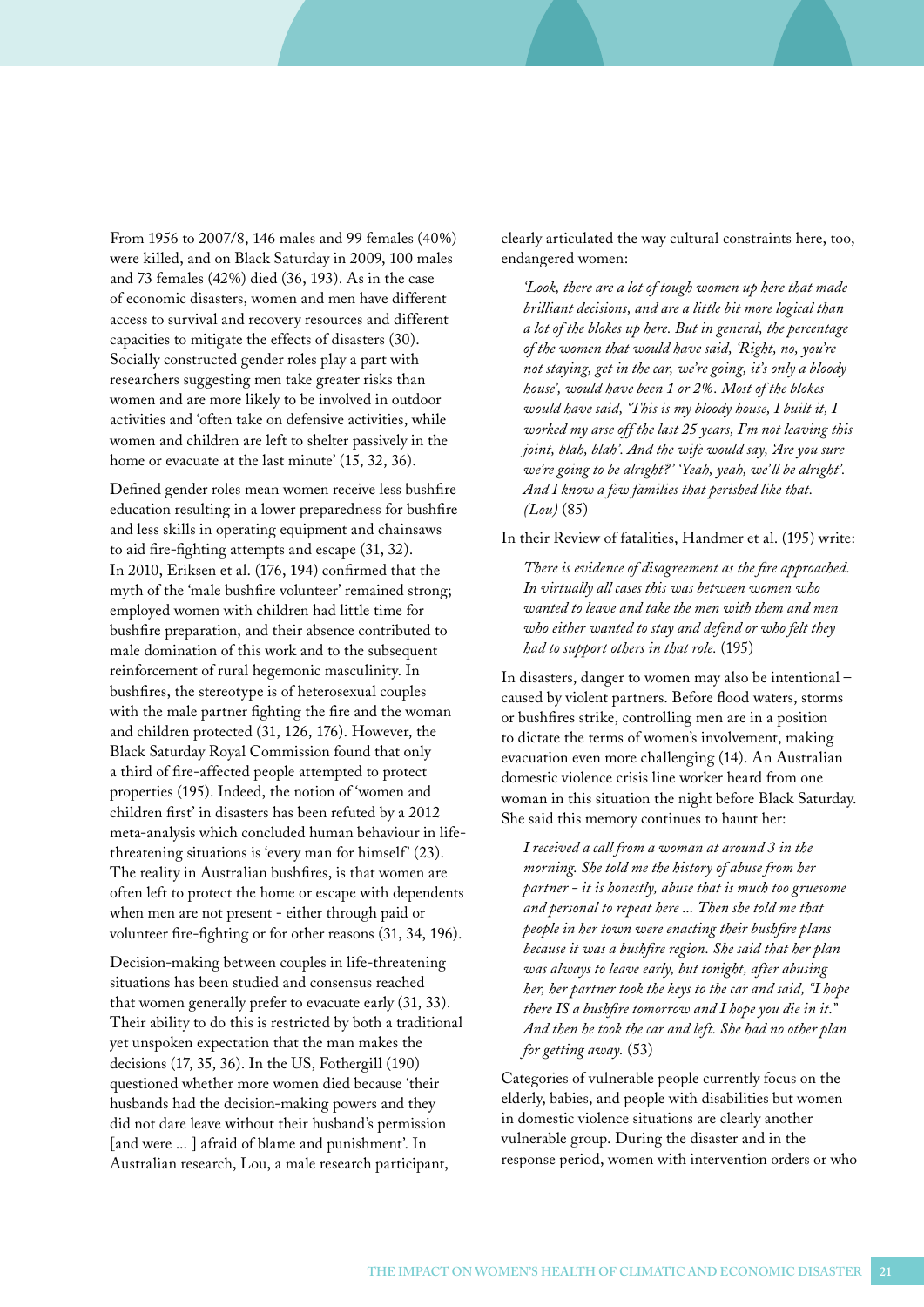From 1956 to 2007/8, 146 males and 99 females (40%) were killed, and on Black Saturday in 2009, 100 males and 73 females (42%) died (36, 193). As in the case of economic disasters, women and men have different access to survival and recovery resources and different capacities to mitigate the effects of disasters (30). Socially constructed gender roles play a part with researchers suggesting men take greater risks than women and are more likely to be involved in outdoor activities and 'often take on defensive activities, while women and children are left to shelter passively in the home or evacuate at the last minute' (15, 32, 36).

Defined gender roles mean women receive less bushfire education resulting in a lower preparedness for bushfire and less skills in operating equipment and chainsaws to aid fire-fighting attempts and escape (31, 32). In 2010, Eriksen et al. (176, 194) confirmed that the myth of the 'male bushfire volunteer' remained strong; employed women with children had little time for bushfire preparation, and their absence contributed to male domination of this work and to the subsequent reinforcement of rural hegemonic masculinity. In bushfires, the stereotype is of heterosexual couples with the male partner fighting the fire and the woman and children protected (31, 126, 176). However, the Black Saturday Royal Commission found that only a third of fire-affected people attempted to protect properties (195). Indeed, the notion of 'women and children first' in disasters has been refuted by a 2012 meta-analysis which concluded human behaviour in life-threatening situations is 'every man for himself' (23). The reality in Australian bushfires, is that women are often left to protect the home or escape with dependents when men are not present - either through paid or volunteer fire-fighting or for other reasons (31, 34, 196).

Decision-making between couples in life-threatening situations has been studied and consensus reached that women generally prefer to evacuate early (31, 33). Their ability to do this is restricted by both a traditional yet unspoken expectation that the man makes the decisions (17, 35, 36). In the US, Fothergill (190) questioned whether more women died because 'their husbands had the decision-making powers and they did not dare leave without their husband's permission [and were ... ] afraid of blame and punishment'. In Australian research, Lou, a male research participant, clearly articulated the way cultural constraints here, too, endangered women:

> *'Look, there are a lot of tough women up here that made brilliant decisions, and are a little bit more logical than a lot of the blokes up here. But in general, the percentage of the women that would have said, 'Right, no, you're not staying, get in the car, we're going, it's only a bloody house', would have been 1 or 2%. Most of the blokes would have said, 'This is my bloody house, I built it, I worked my arse off the last 25 years, I'm not leaving this joint, blah, blah'. And the wife would say, 'Are you sure we're going to be alright?' 'Yeah, yeah, we'll be alright'. And I know a few families that perished like that. (Lou)* (85)

In their Review of fatalities, Handmer et al. (195) write:

> *There is evidence of disagreement as the fire approached. In virtually all cases this was between women who wanted to leave and take the men with them and men who either wanted to stay and defend or who felt they had to support others in that role.* (195)

In disasters, danger to women may also be intentional – caused by violent partners. Before flood waters, storms or bushfires strike, controlling men are in a position to dictate the terms of women's involvement, making evacuation even more challenging (14). An Australian domestic violence crisis line worker heard from one woman in this situation the night before Black Saturday. She said this memory continues to haunt her:

> *I received a call from a woman at around 3 in the morning. She told me the history of abuse from her partner - it is honestly, abuse that is much too gruesome and personal to repeat here ... Then she told me that people in her town were enacting their bushfire plans because it was a bushfire region. She said that her plan was always to leave early, but tonight, after abusing her, her partner took the keys to the car and said, "I hope there IS a bushfire tomorrow and I hope you die in it." And then he took the car and left. She had no other plan for getting away.* (53)

Categories of vulnerable people currently focus on the elderly, babies, and people with disabilities but women in domestic violence situations are clearly another vulnerable group. During the disaster and in the response period, women with intervention orders or who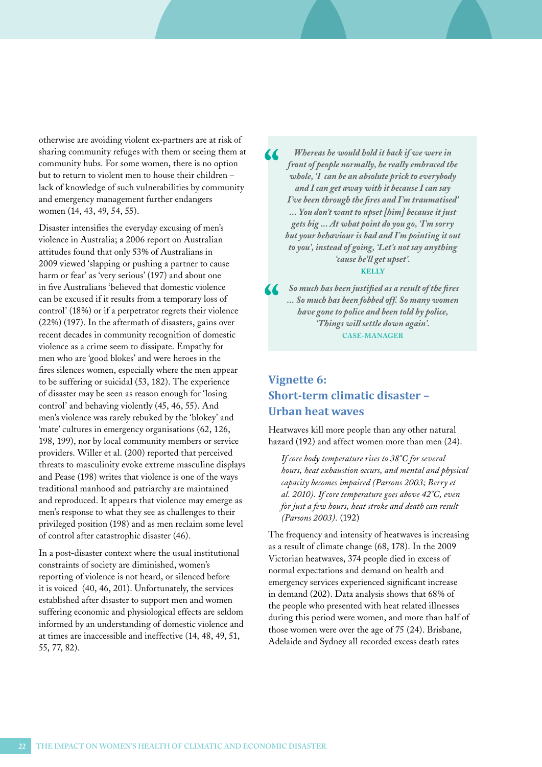otherwise are avoiding violent ex-partners are at risk of sharing community refuges with them or seeing them at community hubs. For some women, there is no option but to return to violent men to house their children – lack of knowledge of such vulnerabilities by community and emergency management further endangers women (14, 43, 49, 54, 55).

Disaster intensifies the everyday excusing of men's violence in Australia; a 2006 report on Australian attitudes found that only 53% of Australians in 2009 viewed 'slapping or pushing a partner to cause harm or fear' as 'very serious' (197) and about one in five Australians 'believed that domestic violence can be excused if it results from a temporary loss of control' (18%) or if a perpetrator regrets their violence (22%) (197). In the aftermath of disasters, gains over recent decades in community recognition of domestic violence as a crime seem to dissipate. Empathy for men who are 'good blokes' and were heroes in the fires silences women, especially where the men appear to be suffering or suicidal (53, 182). The experience of disaster may be seen as reason enough for 'losing control' and behaving violently (45, 46, 55). And men's violence was rarely rebuked by the 'blokey' and 'mate' cultures in emergency organisations (62, 126, 198, 199), nor by local community members or service providers. Willer et al. (200) reported that perceived threats to masculinity evoke extreme masculine displays and Pease (198) writes that violence is one of the ways traditional manhood and patriarchy are maintained and reproduced. It appears that violence may emerge as men's response to what they see as challenges to their privileged position (198) and as men reclaim some level of control after catastrophic disaster (46).

In a post-disaster context where the usual institutional constraints of society are diminished, women's reporting of violence is not heard, or silenced before it is voiced (40, 46, 201). Unfortunately, the services established after disaster to support men and women suffering economic and physiological effects are seldom informed by an understanding of domestic violence and at times are inaccessible and ineffective (14, 48, 49, 51, 55, 77, 82).

> *Whereas he would hold it back if we were in front of people normally, he really embraced the whole, 'I can be an absolute prick to everybody and I can get away with it because I can say I've been through the fires and I'm traumatised' ... You don't want to upset [him] because it just gets big ... At what point do you go, 'I'm sorry but your behaviour is bad and I'm pointing it out to you', instead of going, 'Let's not say anything 'cause he'll get upset'.*
>
> **KELLY**

> *So much has been justified as a result of the fires ... So much has been fobbed off. So many women have gone to police and been told by police, 'Things will settle down again'.*
>
> **CASE-MANAGER**

## Vignette 6: Short-term climatic disaster – Urban heat waves

Heatwaves kill more people than any other natural hazard (192) and affect women more than men (24).

> *If core body temperature rises to 38°C for several hours, heat exhaustion occurs, and mental and physical capacity becomes impaired (Parsons 2003; Berry et al. 2010). If core temperature goes above 42°C, even for just a few hours, heat stroke and death can result (Parsons 2003).* (192)

The frequency and intensity of heatwaves is increasing as a result of climate change (68, 178). In the 2009 Victorian heatwaves, 374 people died in excess of normal expectations and demand on health and emergency services experienced significant increase in demand (202). Data analysis shows that 68% of the people who presented with heat related illnesses during this period were women, and more than half of those women were over the age of 75 (24). Brisbane, Adelaide and Sydney all recorded excess death rates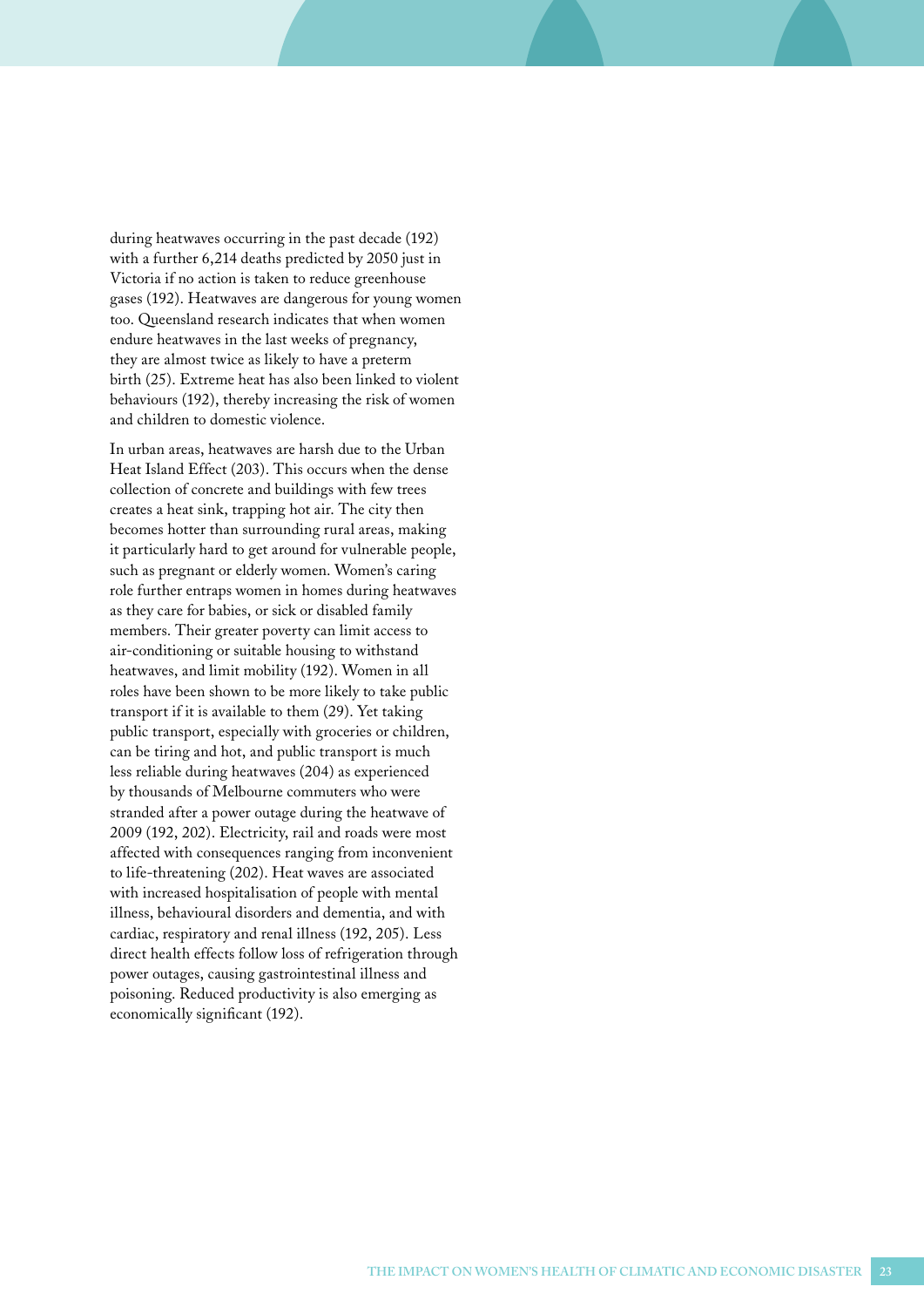during heatwaves occurring in the past decade (192) with a further 6,214 deaths predicted by 2050 just in Victoria if no action is taken to reduce greenhouse gases (192). Heatwaves are dangerous for young women too. Queensland research indicates that when women endure heatwaves in the last weeks of pregnancy, they are almost twice as likely to have a preterm birth (25). Extreme heat has also been linked to violent behaviours (192), thereby increasing the risk of women and children to domestic violence.

In urban areas, heatwaves are harsh due to the Urban Heat Island Effect (203). This occurs when the dense collection of concrete and buildings with few trees creates a heat sink, trapping hot air. The city then becomes hotter than surrounding rural areas, making it particularly hard to get around for vulnerable people, such as pregnant or elderly women. Women's caring role further entraps women in homes during heatwaves as they care for babies, or sick or disabled family members. Their greater poverty can limit access to air-conditioning or suitable housing to withstand heatwaves, and limit mobility (192). Women in all roles have been shown to be more likely to take public transport if it is available to them (29). Yet taking public transport, especially with groceries or children, can be tiring and hot, and public transport is much less reliable during heatwaves (204) as experienced by thousands of Melbourne commuters who were stranded after a power outage during the heatwave of 2009 (192, 202). Electricity, rail and roads were most affected with consequences ranging from inconvenient to life-threatening (202). Heat waves are associated with increased hospitalisation of people with mental illness, behavioural disorders and dementia, and with cardiac, respiratory and renal illness (192, 205). Less direct health effects follow loss of refrigeration through power outages, causing gastrointestinal illness and poisoning. Reduced productivity is also emerging as economically significant (192).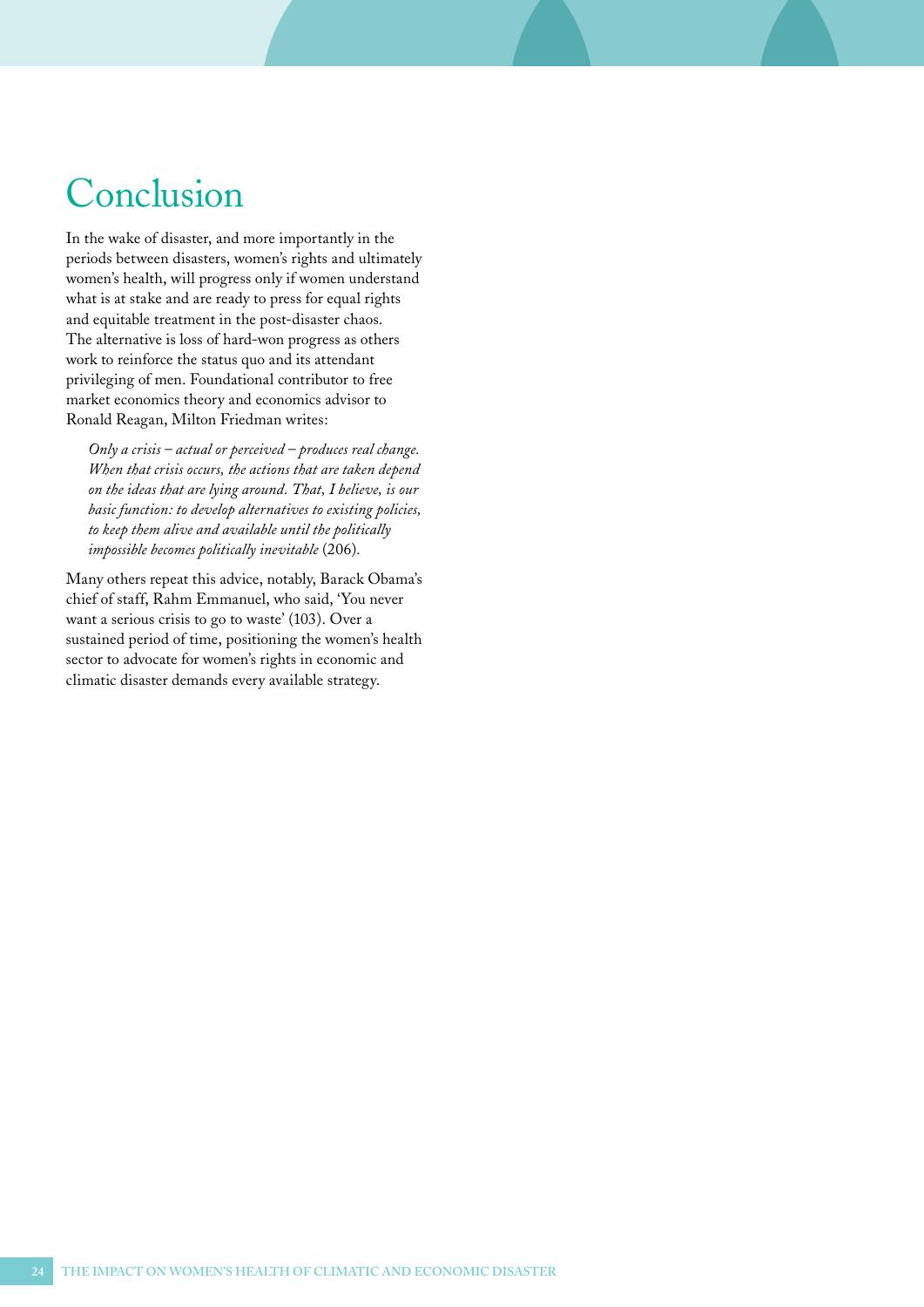# Conclusion

In the wake of disaster, and more importantly in the periods between disasters, women's rights and ultimately women's health, will progress only if women understand what is at stake and are ready to press for equal rights and equitable treatment in the post-disaster chaos. The alternative is loss of hard-won progress as others work to reinforce the status quo and its attendant privileging of men. Foundational contributor to free market economics theory and economics advisor to Ronald Reagan, Milton Friedman writes:

> *Only a crisis – actual or perceived – produces real change. When that crisis occurs, the actions that are taken depend on the ideas that are lying around. That, I believe, is our basic function: to develop alternatives to existing policies, to keep them alive and available until the politically impossible becomes politically inevitable* (206).

Many others repeat this advice, notably, Barack Obama's chief of staff, Rahm Emmanuel, who said, 'You never want a serious crisis to go to waste' (103). Over a sustained period of time, positioning the women's health sector to advocate for women's rights in economic and climatic disaster demands every available strategy.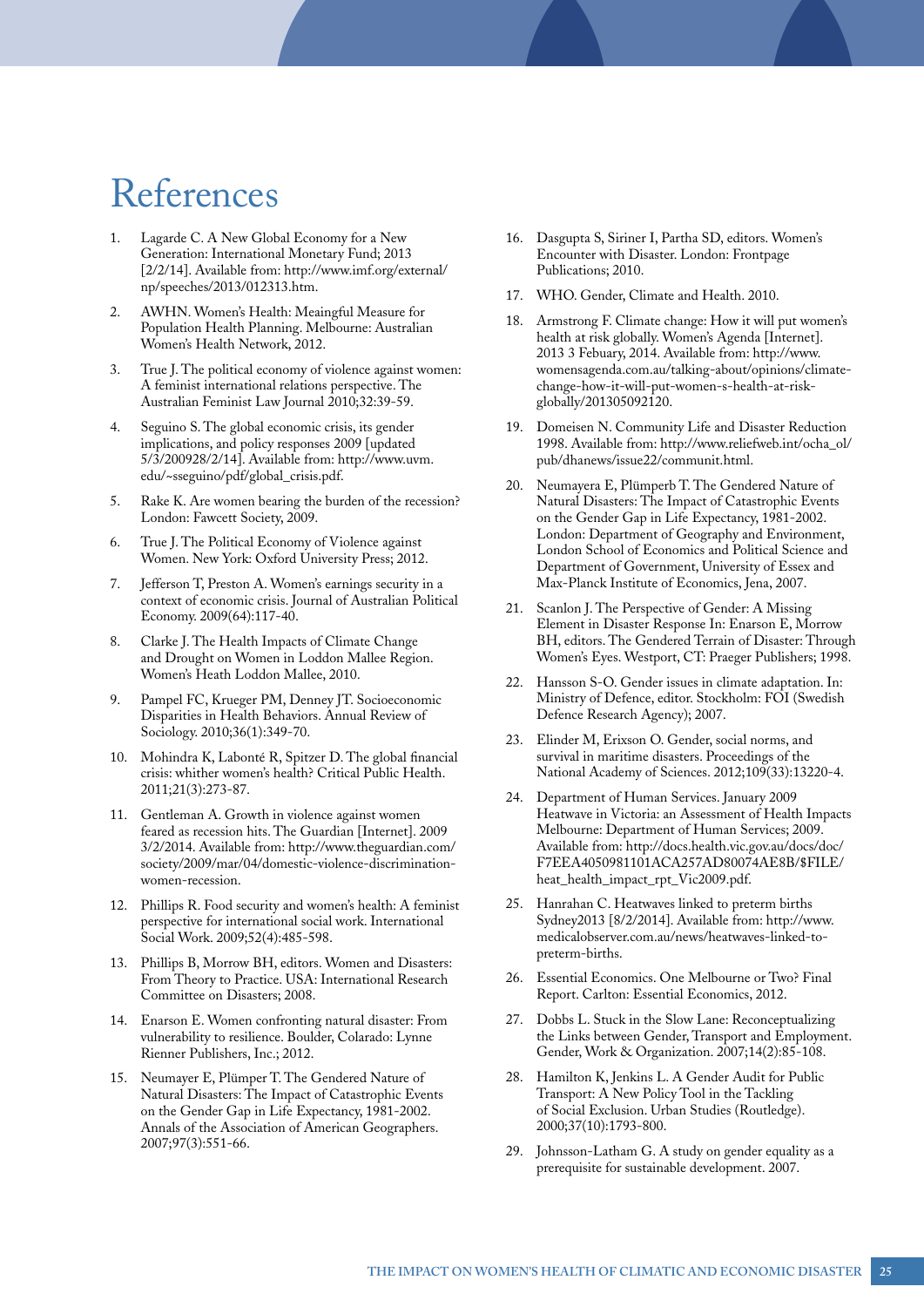# References

1. Lagarde C. A New Global Economy for a New Generation: International Monetary Fund; 2013 [2/2/14]. Available from: http://www.imf.org/external/np/speeches/2013/012313.htm.
2. AWHN. Women's Health: Meaingful Measure for Population Health Planning. Melbourne: Australian Women's Health Network, 2012.
3. True J. The political economy of violence against women: A feminist international relations perspective. The Australian Feminist Law Journal 2010;32:39-59.
4. Seguino S. The global economic crisis, its gender implications, and policy responses 2009 [updated 5/3/200928/2/14]. Available from: http://www.uvm.edu/~sseguino/pdf/global_crisis.pdf.
5. Rake K. Are women bearing the burden of the recession? London: Fawcett Society, 2009.
6. True J. The Political Economy of Violence against Women. New York: Oxford University Press; 2012.
7. Jefferson T, Preston A. Women's earnings security in a context of economic crisis. Journal of Australian Political Economy. 2009(64):117-40.
8. Clarke J. The Health Impacts of Climate Change and Drought on Women in Loddon Mallee Region. Women's Heath Loddon Mallee, 2010.
9. Pampel FC, Krueger PM, Denney JT. Socioeconomic Disparities in Health Behaviors. Annual Review of Sociology. 2010;36(1):349-70.
10. Mohindra K, Labonté R, Spitzer D. The global financial crisis: whither women's health? Critical Public Health. 2011;21(3):273-87.
11. Gentleman A. Growth in violence against women feared as recession hits. The Guardian [Internet]. 2009 3/2/2014. Available from: http://www.theguardian.com/society/2009/mar/04/domestic-violence-discrimination-women-recession.
12. Phillips R. Food security and women's health: A feminist perspective for international social work. International Social Work. 2009;52(4):485-598.
13. Phillips B, Morrow BH, editors. Women and Disasters: From Theory to Practice. USA: International Research Committee on Disasters; 2008.
14. Enarson E. Women confronting natural disaster: From vulnerability to resilience. Boulder, Colarado: Lynne Rienner Publishers, Inc.; 2012.
15. Neumayer E, Plümper T. The Gendered Nature of Natural Disasters: The Impact of Catastrophic Events on the Gender Gap in Life Expectancy, 1981-2002. Annals of the Association of American Geographers. 2007;97(3):551-66.
16. Dasgupta S, Siriner I, Partha SD, editors. Women's Encounter with Disaster. London: Frontpage Publications; 2010.
17. WHO. Gender, Climate and Health. 2010.
18. Armstrong F. Climate change: How it will put women's health at risk globally. Women's Agenda [Internet]. 2013 3 Febuary, 2014. Available from: http://www.womensagenda.com.au/talking-about/opinions/climate-change-how-it-will-put-women-s-health-at-risk-globally/201305092120.
19. Domeisen N. Community Life and Disaster Reduction 1998. Available from: http://www.reliefweb.int/ocha_ol/pub/dhanews/issue22/communit.html.
20. Neumayera E, Plümperb T. The Gendered Nature of Natural Disasters: The Impact of Catastrophic Events on the Gender Gap in Life Expectancy, 1981-2002. London: Department of Geography and Environment, London School of Economics and Political Science and Department of Government, University of Essex and Max-Planck Institute of Economics, Jena, 2007.
21. Scanlon J. The Perspective of Gender: A Missing Element in Disaster Response In: Enarson E, Morrow BH, editors. The Gendered Terrain of Disaster: Through Women's Eyes. Westport, CT: Praeger Publishers; 1998.
22. Hansson S-O. Gender issues in climate adaptation. In: Ministry of Defence, editor. Stockholm: FOI (Swedish Defence Research Agency); 2007.
23. Elinder M, Erixson O. Gender, social norms, and survival in maritime disasters. Proceedings of the National Academy of Sciences. 2012;109(33):13220-4.
24. Department of Human Services. January 2009 Heatwave in Victoria: an Assessment of Health Impacts Melbourne: Department of Human Services; 2009. Available from: http://docs.health.vic.gov.au/docs/doc/F7EEA4050981101ACA257AD80074AE8B/$FILE/heat_health_impact_rpt_Vic2009.pdf.
25. Hanrahan C. Heatwaves linked to preterm births Sydney2013 [8/2/2014]. Available from: http://www.medicalobserver.com.au/news/heatwaves-linked-to-preterm-births.
26. Essential Economics. One Melbourne or Two? Final Report. Carlton: Essential Economics, 2012.
27. Dobbs L. Stuck in the Slow Lane: Reconceptualizing the Links between Gender, Transport and Employment. Gender, Work & Organization. 2007;14(2):85-108.
28. Hamilton K, Jenkins L. A Gender Audit for Public Transport: A New Policy Tool in the Tackling of Social Exclusion. Urban Studies (Routledge). 2000;37(10):1793-800.
29. Johnsson-Latham G. A study on gender equality as a prerequisite for sustainable development. 2007.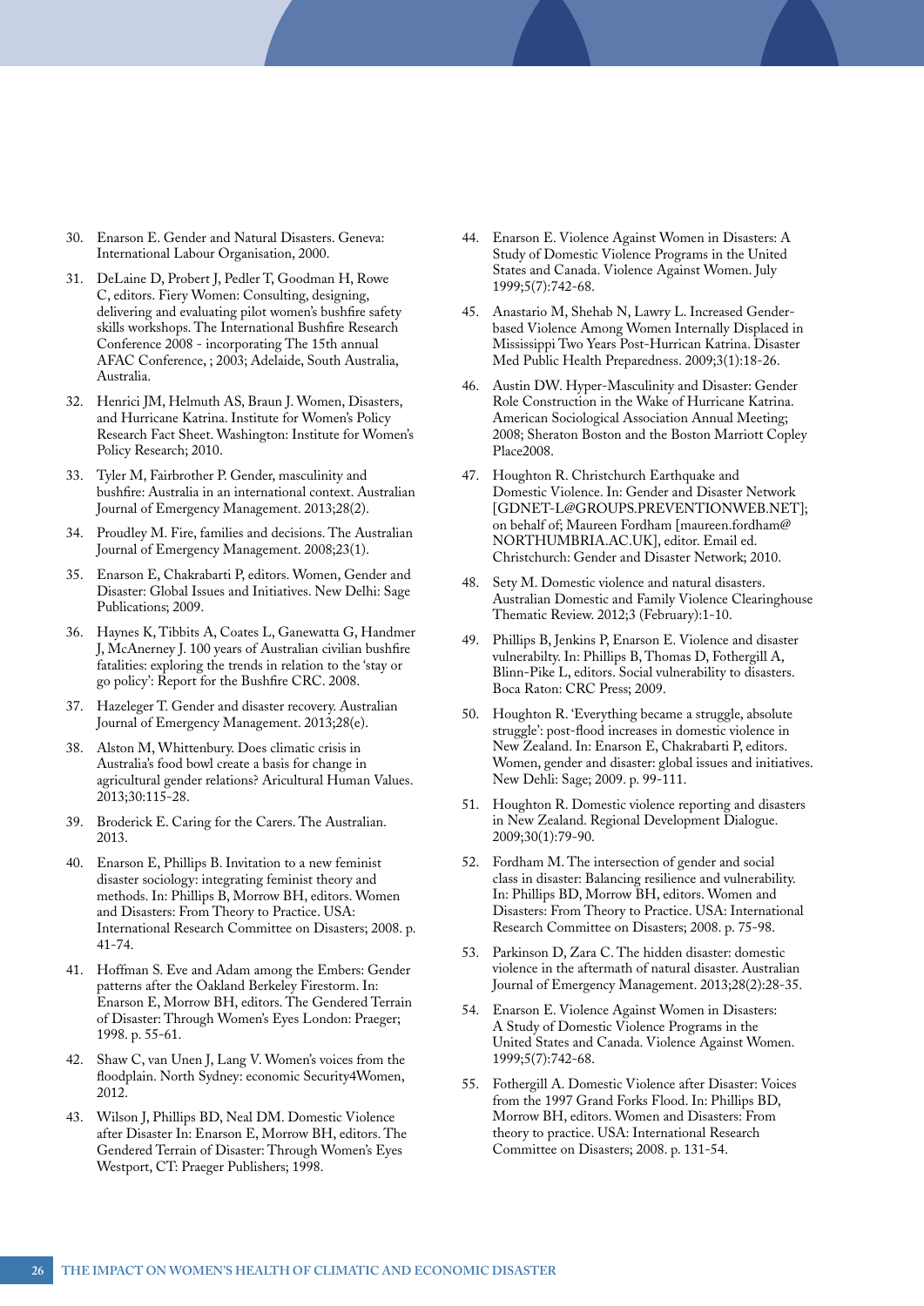30. Enarson E. Gender and Natural Disasters. Geneva: International Labour Organisation, 2000.
31. DeLaine D, Probert J, Pedler T, Goodman H, Rowe C, editors. Fiery Women: Consulting, designing, delivering and evaluating pilot women's bushfire safety skills workshops. The International Bushfire Research Conference 2008 - incorporating The 15th annual AFAC Conference, ; 2003; Adelaide, South Australia, Australia.
32. Henrici JM, Helmuth AS, Braun J. Women, Disasters, and Hurricane Katrina. Institute for Women's Policy Research Fact Sheet. Washington: Institute for Women's Policy Research; 2010.
33. Tyler M, Fairbrother P. Gender, masculinity and bushfire: Australia in an international context. Australian Journal of Emergency Management. 2013;28(2).
34. Proudley M. Fire, families and decisions. The Australian Journal of Emergency Management. 2008;23(1).
35. Enarson E, Chakrabarti P, editors. Women, Gender and Disaster: Global Issues and Initiatives. New Delhi: Sage Publications; 2009.
36. Haynes K, Tibbits A, Coates L, Ganewatta G, Handmer J, McAnerney J. 100 years of Australian civilian bushfire fatalities: exploring the trends in relation to the 'stay or go policy': Report for the Bushfire CRC. 2008.
37. Hazeleger T. Gender and disaster recovery. Australian Journal of Emergency Management. 2013;28(e).
38. Alston M, Whittenbury. Does climatic crisis in Australia's food bowl create a basis for change in agricultural gender relations? Aricultural Human Values. 2013;30:115-28.
39. Broderick E. Caring for the Carers. The Australian. 2013.
40. Enarson E, Phillips B. Invitation to a new feminist disaster sociology: integrating feminist theory and methods. In: Phillips B, Morrow BH, editors. Women and Disasters: From Theory to Practice. USA: International Research Committee on Disasters; 2008. p. 41-74.
41. Hoffman S. Eve and Adam among the Embers: Gender patterns after the Oakland Berkeley Firestorm. In: Enarson E, Morrow BH, editors. The Gendered Terrain of Disaster: Through Women's Eyes London: Praeger; 1998. p. 55-61.
42. Shaw C, van Unen J, Lang V. Women's voices from the floodplain. North Sydney: economic Security4Women, 2012.
43. Wilson J, Phillips BD, Neal DM. Domestic Violence after Disaster In: Enarson E, Morrow BH, editors. The Gendered Terrain of Disaster: Through Women's Eyes Westport, CT: Praeger Publishers; 1998.
44. Enarson E. Violence Against Women in Disasters: A Study of Domestic Violence Programs in the United States and Canada. Violence Against Women. July 1999;5(7):742-68.
45. Anastario M, Shehab N, Lawry L. Increased Gender-based Violence Among Women Internally Displaced in Mississippi Two Years Post-Hurrican Katrina. Disaster Med Public Health Preparedness. 2009;3(1):18-26.
46. Austin DW. Hyper-Masculinity and Disaster: Gender Role Construction in the Wake of Hurricane Katrina. American Sociological Association Annual Meeting; 2008; Sheraton Boston and the Boston Marriott Copley Place2008.
47. Houghton R. Christchurch Earthquake and Domestic Violence. In: Gender and Disaster Network [GDNET-L@GROUPS.PREVENTIONWEB.NET]; on behalf of; Maureen Fordham [maureen.fordham@NORTHUMBRIA.AC.UK], editor. Email ed. Christchurch: Gender and Disaster Network; 2010.
48. Sety M. Domestic violence and natural disasters. Australian Domestic and Family Violence Clearinghouse Thematic Review. 2012;3 (February):1-10.
49. Phillips B, Jenkins P, Enarson E. Violence and disaster vulnerabilty. In: Phillips B, Thomas D, Fothergill A, Blinn-Pike L, editors. Social vulnerability to disasters. Boca Raton: CRC Press; 2009.
50. Houghton R. 'Everything became a struggle, absolute struggle': post-flood increases in domestic violence in New Zealand. In: Enarson E, Chakrabarti P, editors. Women, gender and disaster: global issues and initiatives. New Dehli: Sage; 2009. p. 99-111.
51. Houghton R. Domestic violence reporting and disasters in New Zealand. Regional Development Dialogue. 2009;30(1):79-90.
52. Fordham M. The intersection of gender and social class in disaster: Balancing resilience and vulnerability. In: Phillips BD, Morrow BH, editors. Women and Disasters: From Theory to Practice. USA: International Research Committee on Disasters; 2008. p. 75-98.
53. Parkinson D, Zara C. The hidden disaster: domestic violence in the aftermath of natural disaster. Australian Journal of Emergency Management. 2013;28(2):28-35.
54. Enarson E. Violence Against Women in Disasters: A Study of Domestic Violence Programs in the United States and Canada. Violence Against Women. 1999;5(7):742-68.
55. Fothergill A. Domestic Violence after Disaster: Voices from the 1997 Grand Forks Flood. In: Phillips BD, Morrow BH, editors. Women and Disasters: From theory to practice. USA: International Research Committee on Disasters; 2008. p. 131-54.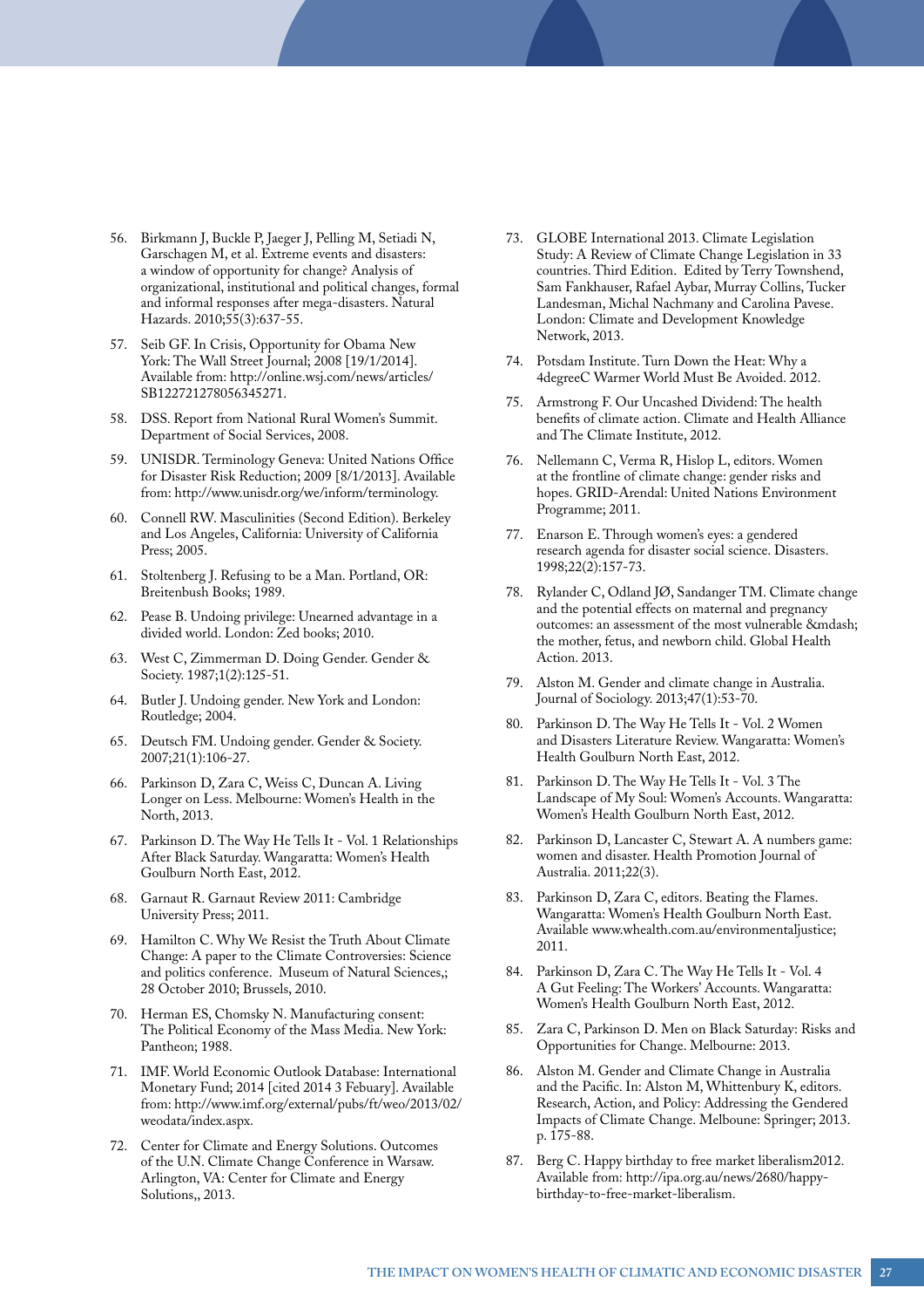56. Birkmann J, Buckle P, Jaeger J, Pelling M, Setiadi N, Garschagen M, et al. Extreme events and disasters: a window of opportunity for change? Analysis of organizational, institutional and political changes, formal and informal responses after mega-disasters. Natural Hazards. 2010;55(3):637-55.
57. Seib GF. In Crisis, Opportunity for Obama New York: The Wall Street Journal; 2008 [19/1/2014]. Available from: http://online.wsj.com/news/articles/SB122721278056345271.
58. DSS. Report from National Rural Women's Summit. Department of Social Services, 2008.
59. UNISDR. Terminology Geneva: United Nations Office for Disaster Risk Reduction; 2009 [8/1/2013]. Available from: http://www.unisdr.org/we/inform/terminology.
60. Connell RW. Masculinities (Second Edition). Berkeley and Los Angeles, California: University of California Press; 2005.
61. Stoltenberg J. Refusing to be a Man. Portland, OR: Breitenbush Books; 1989.
62. Pease B. Undoing privilege: Unearned advantage in a divided world. London: Zed books; 2010.
63. West C, Zimmerman D. Doing Gender. Gender & Society. 1987;1(2):125-51.
64. Butler J. Undoing gender. New York and London: Routledge; 2004.
65. Deutsch FM. Undoing gender. Gender & Society. 2007;21(1):106-27.
66. Parkinson D, Zara C, Weiss C, Duncan A. Living Longer on Less. Melbourne: Women's Health in the North, 2013.
67. Parkinson D. The Way He Tells It - Vol. 1 Relationships After Black Saturday. Wangaratta: Women's Health Goulburn North East, 2012.
68. Garnaut R. Garnaut Review 2011: Cambridge University Press; 2011.
69. Hamilton C. Why We Resist the Truth About Climate Change: A paper to the Climate Controversies: Science and politics conference. Museum of Natural Sciences,; 28 October 2010; Brussels, 2010.
70. Herman ES, Chomsky N. Manufacturing consent: The Political Economy of the Mass Media. New York: Pantheon; 1988.
71. IMF. World Economic Outlook Database: International Monetary Fund; 2014 [cited 2014 3 Febuary]. Available from: http://www.imf.org/external/pubs/ft/weo/2013/02/weodata/index.aspx.
72. Center for Climate and Energy Solutions. Outcomes of the U.N. Climate Change Conference in Warsaw. Arlington, VA: Center for Climate and Energy Solutions,, 2013.
73. GLOBE International 2013. Climate Legislation Study: A Review of Climate Change Legislation in 33 countries. Third Edition. Edited by Terry Townshend, Sam Fankhauser, Rafael Aybar, Murray Collins, Tucker Landesman, Michal Nachmany and Carolina Pavese. London: Climate and Development Knowledge Network, 2013.
74. Potsdam Institute. Turn Down the Heat: Why a 4degreeC Warmer World Must Be Avoided. 2012.
75. Armstrong F. Our Uncashed Dividend: The health benefits of climate action. Climate and Health Alliance and The Climate Institute, 2012.
76. Nellemann C, Verma R, Hislop L, editors. Women at the frontline of climate change: gender risks and hopes. GRID-Arendal: United Nations Environment Programme; 2011.
77. Enarson E. Through women's eyes: a gendered research agenda for disaster social science. Disasters. 1998;22(2):157-73.
78. Rylander C, Odland JØ, Sandanger TM. Climate change and the potential effects on maternal and pregnancy outcomes: an assessment of the most vulnerable &mdash; the mother, fetus, and newborn child. Global Health Action. 2013.
79. Alston M. Gender and climate change in Australia. Journal of Sociology. 2013;47(1):53-70.
80. Parkinson D. The Way He Tells It - Vol. 2 Women and Disasters Literature Review. Wangaratta: Women's Health Goulburn North East, 2012.
81. Parkinson D. The Way He Tells It - Vol. 3 The Landscape of My Soul: Women's Accounts. Wangaratta: Women's Health Goulburn North East, 2012.
82. Parkinson D, Lancaster C, Stewart A. A numbers game: women and disaster. Health Promotion Journal of Australia. 2011;22(3).
83. Parkinson D, Zara C, editors. Beating the Flames. Wangaratta: Women's Health Goulburn North East. Available www.whealth.com.au/environmentaljustice; 2011.
84. Parkinson D, Zara C. The Way He Tells It - Vol. 4 A Gut Feeling: The Workers' Accounts. Wangaratta: Women's Health Goulburn North East, 2012.
85. Zara C, Parkinson D. Men on Black Saturday: Risks and Opportunities for Change. Melbourne: 2013.
86. Alston M. Gender and Climate Change in Australia and the Pacific. In: Alston M, Whittenbury K, editors. Research, Action, and Policy: Addressing the Gendered Impacts of Climate Change. Melboune: Springer; 2013. p. 175-88.
87. Berg C. Happy birthday to free market liberalism2012. Available from: http://ipa.org.au/news/2680/happy-birthday-to-free-market-liberalism.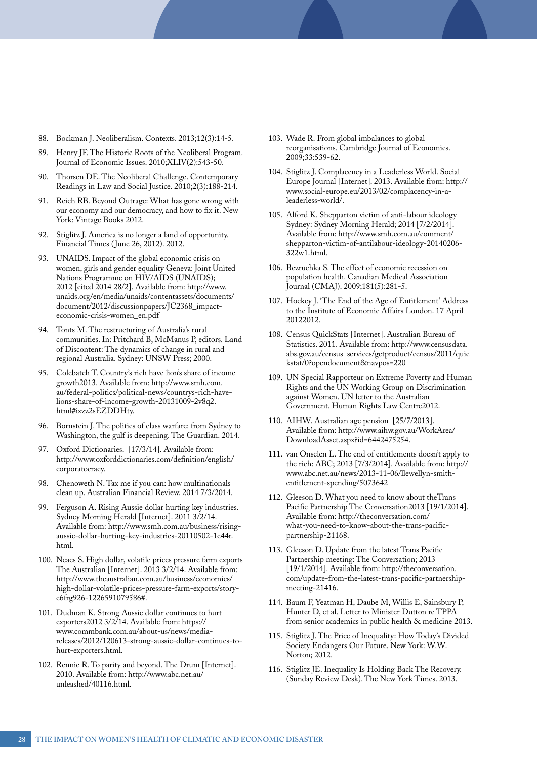88. Bockman J. Neoliberalism. Contexts. 2013;12(3):14-5.
89. Henry JF. The Historic Roots of the Neoliberal Program. Journal of Economic Issues. 2010;XLIV(2):543-50.
90. Thorsen DE. The Neoliberal Challenge. Contemporary Readings in Law and Social Justice. 2010;2(3):188-214.
91. Reich RB. Beyond Outrage: What has gone wrong with our economy and our democracy, and how to fix it. New York: Vintage Books 2012.
92. Stiglitz J. America is no longer a land of opportunity. Financial Times (June 26, 2012). 2012.
93. UNAIDS. Impact of the global economic crisis on women, girls and gender equality Geneva: Joint United Nations Programme on HIV/AIDS (UNAIDS); 2012 [cited 2014 28/2]. Available from: http://www.unaids.org/en/media/unaids/contentassets/documents/document/2012/discussionpapers/JC2368_impact-economic-crisis-women_en.pdf
94. Tonts M. The restructuring of Australia's rural communities. In: Pritchard B, McManus P, editors. Land of Discontent: The dynamics of change in rural and regional Australia. Sydney: UNSW Press; 2000.
95. Colebatch T. Country's rich have lion's share of income growth2013. Available from: http://www.smh.com.au/federal-politics/political-news/countrys-rich-have-lions-share-of-income-growth-20131009-2v8q2.html#ixzz2sEZDDHty.
96. Bornstein J. The politics of class warfare: from Sydney to Washington, the gulf is deepening. The Guardian. 2014.
97. Oxford Dictionaries. [17/3/14]. Available from: http://www.oxforddictionaries.com/definition/english/corporatocracy.
98. Chenoweth N. Tax me if you can: how multinationals clean up. Australian Financial Review. 2014 7/3/2014.
99. Ferguson A. Rising Aussie dollar hurting key industries. Sydney Morning Herald [Internet]. 2011 3/2/14. Available from: http://www.smh.com.au/business/rising-aussie-dollar-hurting-key-industries-20110502-1e44r.html.
100. Neaes S. High dollar, volatile prices pressure farm exports The Australian [Internet]. 2013 3/2/14. Available from: http://www.theaustralian.com.au/business/economics/high-dollar-volatile-prices-pressure-farm-exports/story-e6frg926-1226591079586#.
101. Dudman K. Strong Aussie dollar continues to hurt exporters2012 3/2/14. Available from: https://www.commbank.com.au/about-us/news/media-releases/2012/120613-strong-aussie-dollar-continues-to-hurt-exporters.html.
102. Rennie R. To parity and beyond. The Drum [Internet]. 2010. Available from: http://www.abc.net.au/unleashed/40116.html.
103. Wade R. From global imbalances to global reorganisations. Cambridge Journal of Economics. 2009;33:539-62.
104. Stiglitz J. Complacency in a Leaderless World. Social Europe Journal [Internet]. 2013. Available from: http://www.social-europe.eu/2013/02/complacency-in-a-leaderless-world/.
105. Alford K. Shepparton victim of anti-labour ideology Sydney: Sydney Morning Herald; 2014 [7/2/2014]. Available from: http://www.smh.com.au/comment/shepparton-victim-of-antilabour-ideology-20140206-322w1.html.
106. Bezruchka S. The effect of economic recession on population health. Canadian Medical Association Journal (CMAJ). 2009;181(5):281-5.
107. Hockey J. 'The End of the Age of Entitlement' Address to the Institute of Economic Affairs London. 17 April 20122012.
108. Census QuickStats [Internet]. Australian Bureau of Statistics. 2011. Available from: http://www.censusdata.abs.gov.au/census_services/getproduct/census/2011/quickstat/0?opendocument&navpos=220
109. UN Special Rapporteur on Extreme Poverty and Human Rights and the UN Working Group on Discrimination against Women. UN letter to the Australian Government. Human Rights Law Centre2012.
110. AIHW. Australian age pension [25/7/2013]. Available from: http://www.aihw.gov.au/WorkArea/DownloadAsset.aspx?id=6442475254.
111. van Onselen L. The end of entitlements doesn't apply to the rich: ABC; 2013 [7/3/2014]. Available from: http://www.abc.net.au/news/2013-11-06/llewellyn-smith-entitlement-spending/5073642
112. Gleeson D. What you need to know about theTrans Pacific Partnership The Conversation2013 [19/1/2014]. Available from: http://theconversation.com/what-you-need-to-know-about-the-trans-pacific-partnership-21168.
113. Gleeson D. Update from the latest Trans Pacific Partnership meeting: The Conversation; 2013 [19/1/2014]. Available from: http://theconversation.com/update-from-the-latest-trans-pacific-partnership-meeting-21416.
114. Baum F, Yeatman H, Daube M, Willis E, Sainsbury P, Hunter D, et al. Letter to Minister Dutton re TPPA from senior academics in public health & medicine 2013.
115. Stiglitz J. The Price of Inequality: How Today's Divided Society Endangers Our Future. New York: W.W. Norton; 2012.
116. Stiglitz JE. Inequality Is Holding Back The Recovery. (Sunday Review Desk). The New York Times. 2013.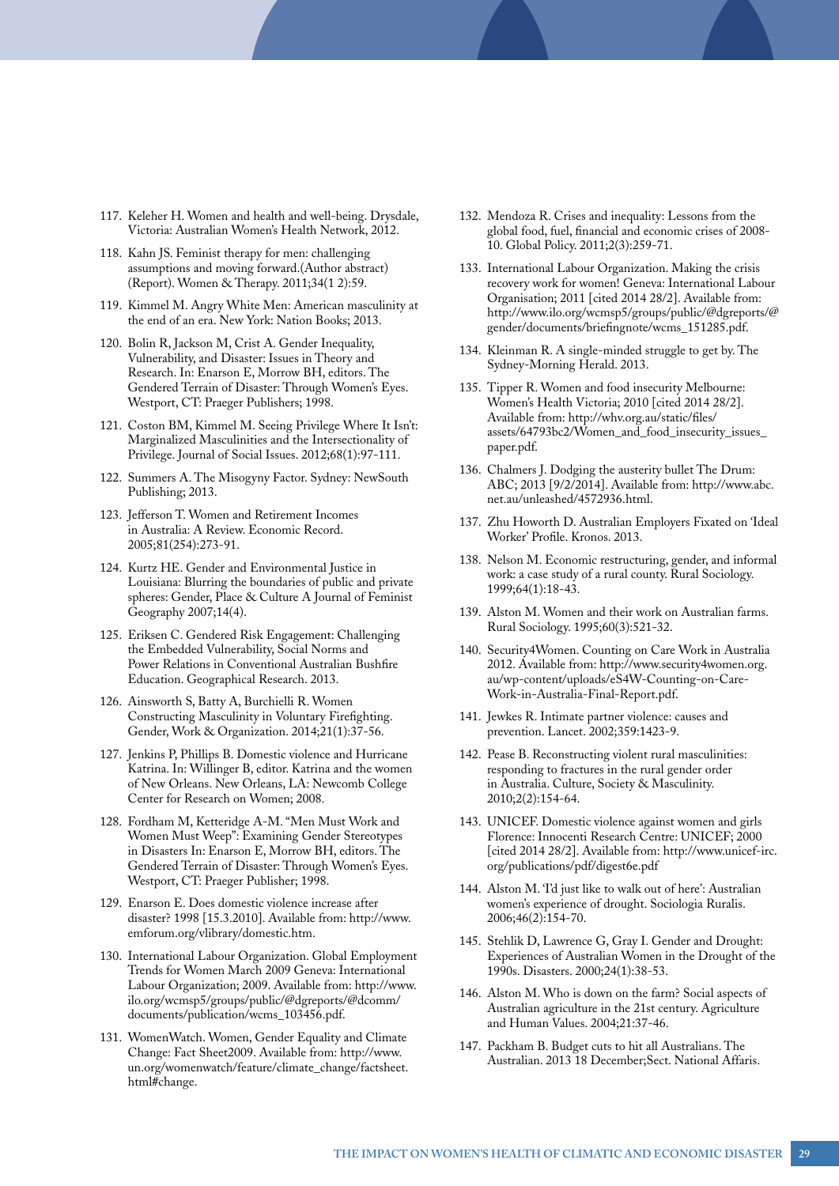117. Keleher H. Women and health and well-being. Drysdale, Victoria: Australian Women's Health Network, 2012.

118. Kahn JS. Feminist therapy for men: challenging assumptions and moving forward.(Author abstract) (Report). Women & Therapy. 2011;34(1 2):59.

119. Kimmel M. Angry White Men: American masculinity at the end of an era. New York: Nation Books; 2013.

120. Bolin R, Jackson M, Crist A. Gender Inequality, Vulnerability, and Disaster: Issues in Theory and Research. In: Enarson E, Morrow BH, editors. The Gendered Terrain of Disaster: Through Women's Eyes. Westport, CT: Praeger Publishers; 1998.

121. Coston BM, Kimmel M. Seeing Privilege Where It Isn't: Marginalized Masculinities and the Intersectionality of Privilege. Journal of Social Issues. 2012;68(1):97-111.

122. Summers A. The Misogyny Factor. Sydney: NewSouth Publishing; 2013.

123. Jefferson T. Women and Retirement Incomes in Australia: A Review. Economic Record. 2005;81(254):273-91.

124. Kurtz HE. Gender and Environmental Justice in Louisiana: Blurring the boundaries of public and private spheres: Gender, Place & Culture A Journal of Feminist Geography 2007;14(4).

125. Eriksen C. Gendered Risk Engagement: Challenging the Embedded Vulnerability, Social Norms and Power Relations in Conventional Australian Bushfire Education. Geographical Research. 2013.

126. Ainsworth S, Batty A, Burchielli R. Women Constructing Masculinity in Voluntary Firefighting. Gender, Work & Organization. 2014;21(1):37-56.

127. Jenkins P, Phillips B. Domestic violence and Hurricane Katrina. In: Willinger B, editor. Katrina and the women of New Orleans. New Orleans, LA: Newcomb College Center for Research on Women; 2008.

128. Fordham M, Ketteridge A-M. "Men Must Work and Women Must Weep": Examining Gender Stereotypes in Disasters In: Enarson E, Morrow BH, editors. The Gendered Terrain of Disaster: Through Women's Eyes. Westport, CT: Praeger Publisher; 1998.

129. Enarson E. Does domestic violence increase after disaster? 1998 [15.3.2010]. Available from: http://www.emforum.org/vlibrary/domestic.htm.

130. International Labour Organization. Global Employment Trends for Women March 2009 Geneva: International Labour Organization; 2009. Available from: http://www.ilo.org/wcmsp5/groups/public/@dgreports/@dcomm/documents/publication/wcms_103456.pdf.

131. WomenWatch. Women, Gender Equality and Climate Change: Fact Sheet2009. Available from: http://www.un.org/womenwatch/feature/climate_change/factsheet.html#change.

132. Mendoza R. Crises and inequality: Lessons from the global food, fuel, financial and economic crises of 2008-10. Global Policy. 2011;2(3):259-71.

133. International Labour Organization. Making the crisis recovery work for women! Geneva: International Labour Organisation; 2011 [cited 2014 28/2]. Available from: http://www.ilo.org/wcmsp5/groups/public/@dgreports/@gender/documents/briefingnote/wcms_151285.pdf.

134. Kleinman R. A single-minded struggle to get by. The Sydney-Morning Herald. 2013.

135. Tipper R. Women and food insecurity Melbourne: Women's Health Victoria; 2010 [cited 2014 28/2]. Available from: http://whv.org.au/static/files/assets/64793bc2/Women_and_food_insecurity_issues_paper.pdf.

136. Chalmers J. Dodging the austerity bullet The Drum: ABC; 2013 [9/2/2014]. Available from: http://www.abc.net.au/unleashed/4572936.html.

137. Zhu Howorth D. Australian Employers Fixated on 'Ideal Worker' Profile. Kronos. 2013.

138. Nelson M. Economic restructuring, gender, and informal work: a case study of a rural county. Rural Sociology. 1999;64(1):18-43.

139. Alston M. Women and their work on Australian farms. Rural Sociology. 1995;60(3):521-32.

140. Security4Women. Counting on Care Work in Australia 2012. Available from: http://www.security4women.org.au/wp-content/uploads/eS4W-Counting-on-Care-Work-in-Australia-Final-Report.pdf.

141. Jewkes R. Intimate partner violence: causes and prevention. Lancet. 2002;359:1423-9.

142. Pease B. Reconstructing violent rural masculinities: responding to fractures in the rural gender order in Australia. Culture, Society & Masculinity. 2010;2(2):154-64.

143. UNICEF. Domestic violence against women and girls Florence: Innocenti Research Centre: UNICEF; 2000 [cited 2014 28/2]. Available from: http://www.unicef-irc.org/publications/pdf/digest6e.pdf

144. Alston M. 'I'd just like to walk out of here': Australian women's experience of drought. Sociologia Ruralis. 2006;46(2):154-70.

145. Stehlik D, Lawrence G, Gray I. Gender and Drought: Experiences of Australian Women in the Drought of the 1990s. Disasters. 2000;24(1):38-53.

146. Alston M. Who is down on the farm? Social aspects of Australian agriculture in the 21st century. Agriculture and Human Values. 2004;21:37-46.

147. Packham B. Budget cuts to hit all Australians. The Australian. 2013 18 December;Sect. National Affaris.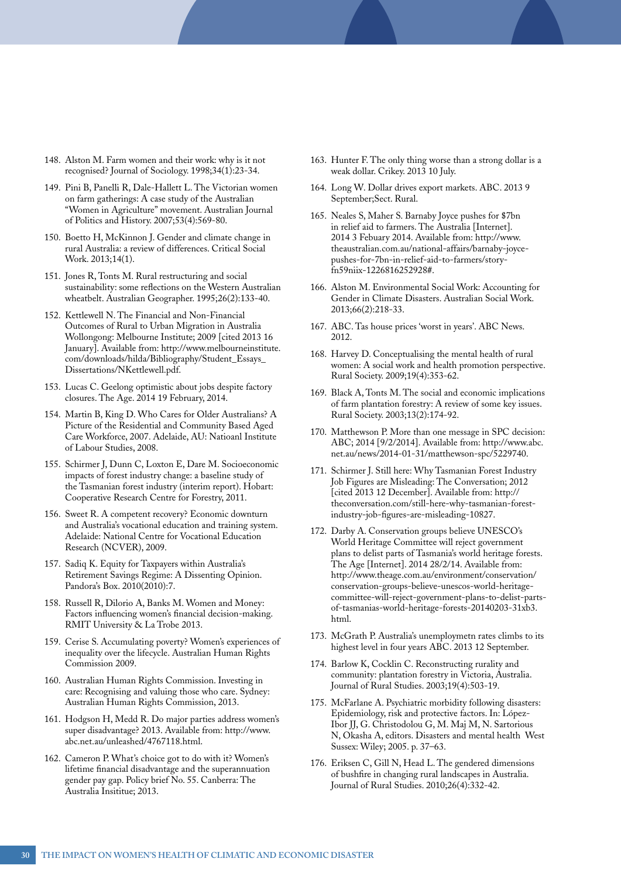148. Alston M. Farm women and their work: why is it not recognised? Journal of Sociology. 1998;34(1):23-34.

149. Pini B, Panelli R, Dale-Hallett L. The Victorian women on farm gatherings: A case study of the Australian “Women in Agriculture” movement. Australian Journal of Politics and History. 2007;53(4):569-80.

150. Boetto H, McKinnon J. Gender and climate change in rural Australia: a review of differences. Critical Social Work. 2013;14(1).

151. Jones R, Tonts M. Rural restructuring and social sustainability: some reflections on the Western Australian wheatbelt. Australian Geographer. 1995;26(2):133-40.

152. Kettlewell N. The Financial and Non-Financial Outcomes of Rural to Urban Migration in Australia Wollongong: Melbourne Institute; 2009 [cited 2013 16 January]. Available from: http://www.melbourneinstitute.com/downloads/hilda/Bibliography/Student_Essays_Dissertations/NKettlewell.pdf.

153. Lucas C. Geelong optimistic about jobs despite factory closures. The Age. 2014 19 February, 2014.

154. Martin B, King D. Who Cares for Older Australians? A Picture of the Residential and Community Based Aged Care Workforce, 2007. Adelaide, AU: Natioanl Institute of Labour Studies, 2008.

155. Schirmer J, Dunn C, Loxton E, Dare M. Socioeconomic impacts of forest industry change: a baseline study of the Tasmanian forest industry (interim report). Hobart: Cooperative Research Centre for Forestry, 2011.

156. Sweet R. A competent recovery? Economic downturn and Australia’s vocational education and training system. Adelaide: National Centre for Vocational Education Research (NCVER), 2009.

157. Sadiq K. Equity for Taxpayers within Australia’s Retirement Savings Regime: A Dissenting Opinion. Pandora’s Box. 2010(2010):7.

158. Russell R, Dilorio A, Banks M. Women and Money: Factors influencing women’s financial decision-making. RMIT University & La Trobe 2013.

159. Cerise S. Accumulating poverty? Women’s experiences of inequality over the lifecycle. Australian Human Rights Commission 2009.

160. Australian Human Rights Commission. Investing in care: Recognising and valuing those who care. Sydney: Australian Human Rights Commission, 2013.

161. Hodgson H, Medd R. Do major parties address women’s super disadvantage? 2013. Available from: http://www.abc.net.au/unleashed/4767118.html.

162. Cameron P. What’s choice got to do with it? Women’s lifetime financial disadvantage and the superannuation gender pay gap. Policy brief No. 55. Canberra: The Australia Insititue; 2013.

163. Hunter F. The only thing worse than a strong dollar is a weak dollar. Crikey. 2013 10 July.

164. Long W. Dollar drives export markets. ABC. 2013 9 September;Sect. Rural.

165. Neales S, Maher S. Barnaby Joyce pushes for $7bn in relief aid to farmers. The Australia [Internet]. 2014 3 Febuary 2014. Available from: http://www.theaustralian.com.au/national-affairs/barnaby-joyce-pushes-for-7bn-in-relief-aid-to-farmers/story-fn59niix-1226816252928#.

166. Alston M. Environmental Social Work: Accounting for Gender in Climate Disasters. Australian Social Work. 2013;66(2):218-33.

167. ABC. Tas house prices ‘worst in years’. ABC News. 2012.

168. Harvey D. Conceptualising the mental health of rural women: A social work and health promotion perspective. Rural Society. 2009;19(4):353-62.

169. Black A, Tonts M. The social and economic implications of farm plantation forestry: A review of some key issues. Rural Society. 2003;13(2):174-92.

170. Matthewson P. More than one message in SPC decision: ABC; 2014 [9/2/2014]. Available from: http://www.abc.net.au/news/2014-01-31/matthewson-spc/5229740.

171. Schirmer J. Still here: Why Tasmanian Forest Industry Job Figures are Misleading: The Conversation; 2012 [cited 2013 12 December]. Available from: http://theconversation.com/still-here-why-tasmanian-forest-industry-job-figures-are-misleading-10827.

172. Darby A. Conservation groups believe UNESCO’s World Heritage Committee will reject government plans to delist parts of Tasmania’s world heritage forests. The Age [Internet]. 2014 28/2/14. Available from: http://www.theage.com.au/environment/conservation/conservation-groups-believe-unescos-world-heritage-committee-will-reject-government-plans-to-delist-parts-of-tasmanias-world-heritage-forests-20140203-31xb3.html.

173. McGrath P. Australia’s unemploymetn rates climbs to its highest level in four years ABC. 2013 12 September.

174. Barlow K, Cocklin C. Reconstructing rurality and community: plantation forestry in Victoria, Australia. Journal of Rural Studies. 2003;19(4):503-19.

175. McFarlane A. Psychiatric morbidity following disasters: Epidemiology, risk and protective factors. In: López-Ibor JJ, G. Christodolou G, M. Maj M, N. Sartorious N, Okasha A, editors. Disasters and mental health West Sussex: Wiley; 2005. p. 37–63.

176. Eriksen C, Gill N, Head L. The gendered dimensions of bushfire in changing rural landscapes in Australia. Journal of Rural Studies. 2010;26(4):332-42.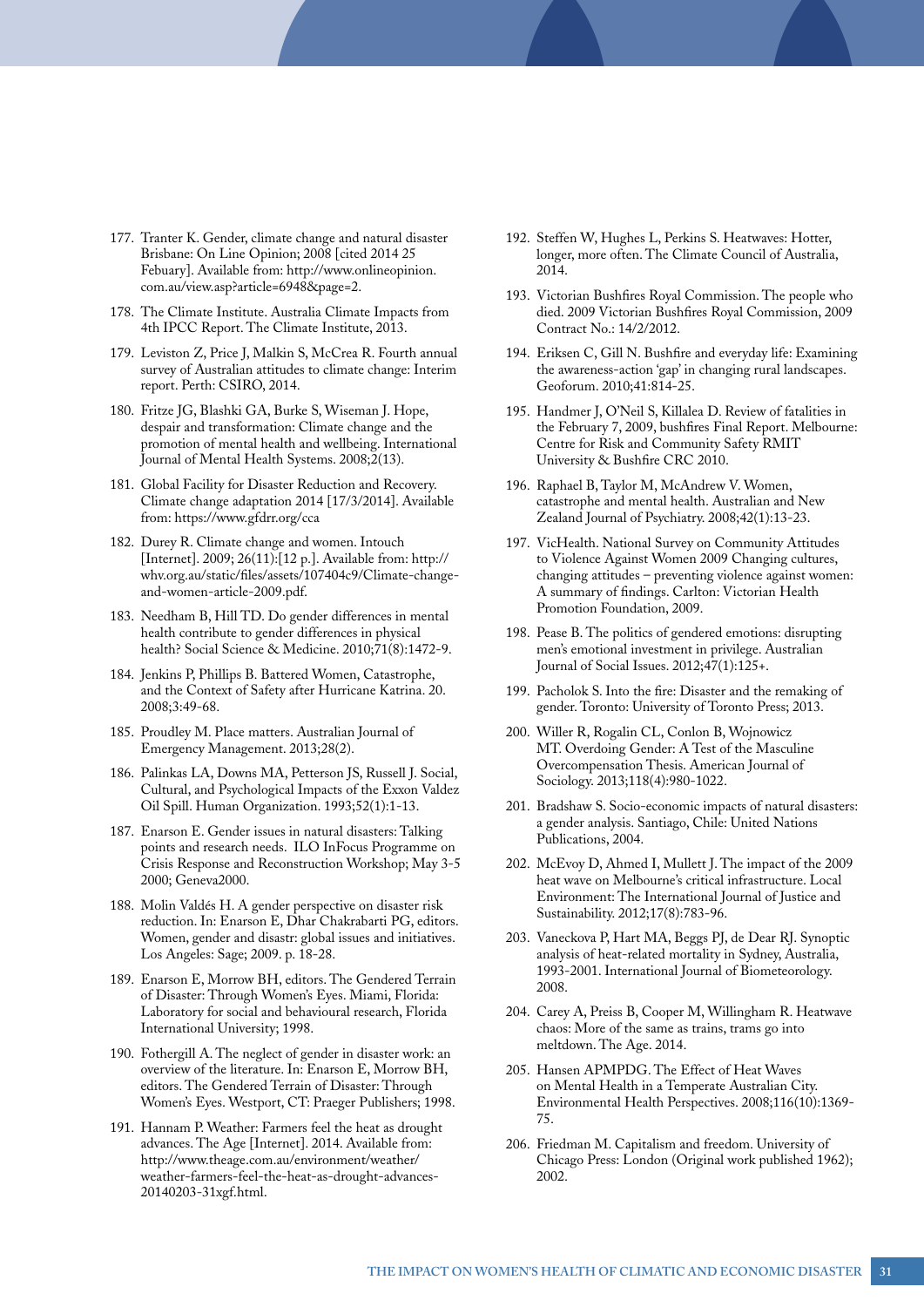177. Tranter K. Gender, climate change and natural disaster Brisbane: On Line Opinion; 2008 [cited 2014 25 Febuary]. Available from: http://www.onlineopinion.com.au/view.asp?article=6948&page=2.

178. The Climate Institute. Australia Climate Impacts from 4th IPCC Report. The Climate Institute, 2013.

179. Leviston Z, Price J, Malkin S, McCrea R. Fourth annual survey of Australian attitudes to climate change: Interim report. Perth: CSIRO, 2014.

180. Fritze JG, Blashki GA, Burke S, Wiseman J. Hope, despair and transformation: Climate change and the promotion of mental health and wellbeing. International Journal of Mental Health Systems. 2008;2(13).

181. Global Facility for Disaster Reduction and Recovery. Climate change adaptation 2014 [17/3/2014]. Available from: https://www.gfdrr.org/cca

182. Durey R. Climate change and women. Intouch [Internet]. 2009; 26(11):[12 p.]. Available from: http://whv.org.au/static/files/assets/107404c9/Climate-change-and-women-article-2009.pdf.

183. Needham B, Hill TD. Do gender differences in mental health contribute to gender differences in physical health? Social Science & Medicine. 2010;71(8):1472-9.

184. Jenkins P, Phillips B. Battered Women, Catastrophe, and the Context of Safety after Hurricane Katrina. 20. 2008;3:49-68.

185. Proudley M. Place matters. Australian Journal of Emergency Management. 2013;28(2).

186. Palinkas LA, Downs MA, Petterson JS, Russell J. Social, Cultural, and Psychological Impacts of the Exxon Valdez Oil Spill. Human Organization. 1993;52(1):1-13.

187. Enarson E. Gender issues in natural disasters: Talking points and research needs. ILO InFocus Programme on Crisis Response and Reconstruction Workshop; May 3-5 2000; Geneva2000.

188. Molin Valdés H. A gender perspective on disaster risk reduction. In: Enarson E, Dhar Chakrabarti PG, editors. Women, gender and disastr: global issues and initiatives. Los Angeles: Sage; 2009. p. 18-28.

189. Enarson E, Morrow BH, editors. The Gendered Terrain of Disaster: Through Women's Eyes. Miami, Florida: Laboratory for social and behavioural research, Florida International University; 1998.

190. Fothergill A. The neglect of gender in disaster work: an overview of the literature. In: Enarson E, Morrow BH, editors. The Gendered Terrain of Disaster: Through Women's Eyes. Westport, CT: Praeger Publishers; 1998.

191. Hannam P. Weather: Farmers feel the heat as drought advances. The Age [Internet]. 2014. Available from: http://www.theage.com.au/environment/weather/weather-farmers-feel-the-heat-as-drought-advances-20140203-31xgf.html.

192. Steffen W, Hughes L, Perkins S. Heatwaves: Hotter, longer, more often. The Climate Council of Australia, 2014.

193. Victorian Bushfires Royal Commission. The people who died. 2009 Victorian Bushfires Royal Commission, 2009 Contract No.: 14/2/2012.

194. Eriksen C, Gill N. Bushfire and everyday life: Examining the awareness-action 'gap' in changing rural landscapes. Geoforum. 2010;41:814-25.

195. Handmer J, O'Neil S, Killalea D. Review of fatalities in the February 7, 2009, bushfires Final Report. Melbourne: Centre for Risk and Community Safety RMIT University & Bushfire CRC 2010.

196. Raphael B, Taylor M, McAndrew V. Women, catastrophe and mental health. Australian and New Zealand Journal of Psychiatry. 2008;42(1):13-23.

197. VicHealth. National Survey on Community Attitudes to Violence Against Women 2009 Changing cultures, changing attitudes – preventing violence against women: A summary of findings. Carlton: Victorian Health Promotion Foundation, 2009.

198. Pease B. The politics of gendered emotions: disrupting men's emotional investment in privilege. Australian Journal of Social Issues. 2012;47(1):125+.

199. Pacholok S. Into the fire: Disaster and the remaking of gender. Toronto: University of Toronto Press; 2013.

200. Willer R, Rogalin CL, Conlon B, Wojnowicz MT. Overdoing Gender: A Test of the Masculine Overcompensation Thesis. American Journal of Sociology. 2013;118(4):980-1022.

201. Bradshaw S. Socio-economic impacts of natural disasters: a gender analysis. Santiago, Chile: United Nations Publications, 2004.

202. McEvoy D, Ahmed I, Mullett J. The impact of the 2009 heat wave on Melbourne's critical infrastructure. Local Environment: The International Journal of Justice and Sustainability. 2012;17(8):783-96.

203. Vaneckova P, Hart MA, Beggs PJ, de Dear RJ. Synoptic analysis of heat-related mortality in Sydney, Australia, 1993-2001. International Journal of Biometeorology. 2008.

204. Carey A, Preiss B, Cooper M, Willingham R. Heatwave chaos: More of the same as trains, trams go into meltdown. The Age. 2014.

205. Hansen APMPDG. The Effect of Heat Waves on Mental Health in a Temperate Australian City. Environmental Health Perspectives. 2008;116(10):1369-75.

206. Friedman M. Capitalism and freedom. University of Chicago Press: London (Original work published 1962); 2002.